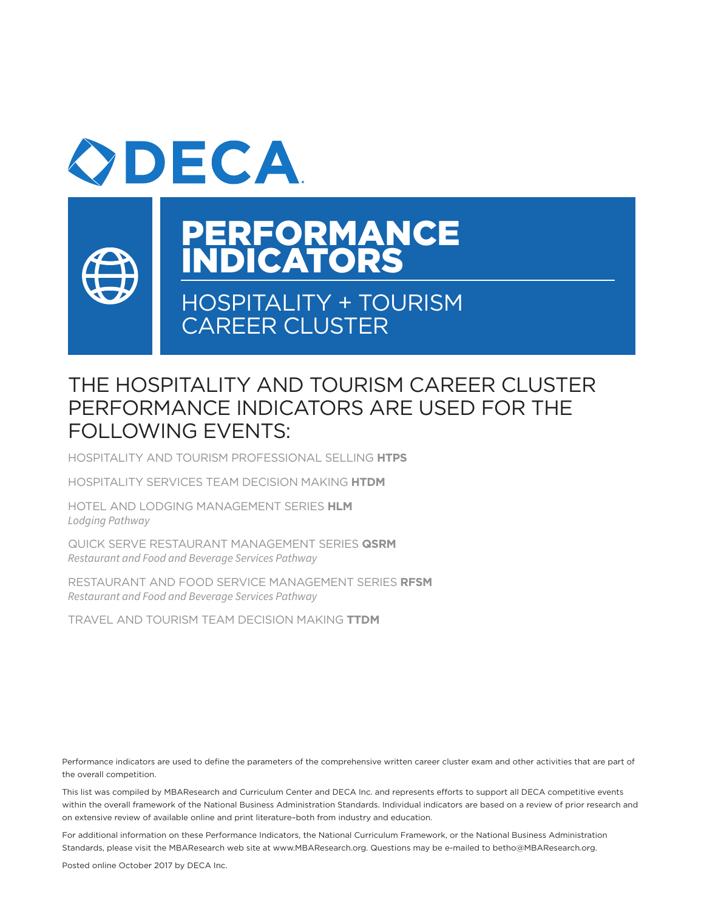# DECA

# PERFORMANCE INDICATORS

## HOSPITALITY + TOURISM CAREER CLUSTER

## THE HOSPITALITY AND TOURISM CAREER CLUSTER PERFORMANCE INDICATORS ARE USED FOR THE FOLLOWING EVENTS:

HOSPITALITY AND TOURISM PROFESSIONAL SELLING **HTPS**

HOSPITALITY SERVICES TEAM DECISION MAKING **HTDM**

HOTEL AND LODGING MANAGEMENT SERIES **HLM**
*Lodging Pathway*

QUICK SERVE RESTAURANT MANAGEMENT SERIES **QSRM**
*Restaurant and Food and Beverage Services Pathway*

RESTAURANT AND FOOD SERVICE MANAGEMENT SERIES **RFSM**
*Restaurant and Food and Beverage Services Pathway*

TRAVEL AND TOURISM TEAM DECISION MAKING **TTDM**

Performance indicators are used to define the parameters of the comprehensive written career cluster exam and other activities that are part of the overall competition.

This list was compiled by MBAResearch and Curriculum Center and DECA Inc. and represents efforts to support all DECA competitive events within the overall framework of the National Business Administration Standards. Individual indicators are based on a review of prior research and on extensive review of available online and print literature–both from industry and education.

For additional information on these Performance Indicators, the National Curriculum Framework, or the National Business Administration Standards, please visit the MBAResearch web site at www.MBAResearch.org. Questions may be e-mailed to betho@MBAResearch.org.

Posted online October 2017 by DECA Inc.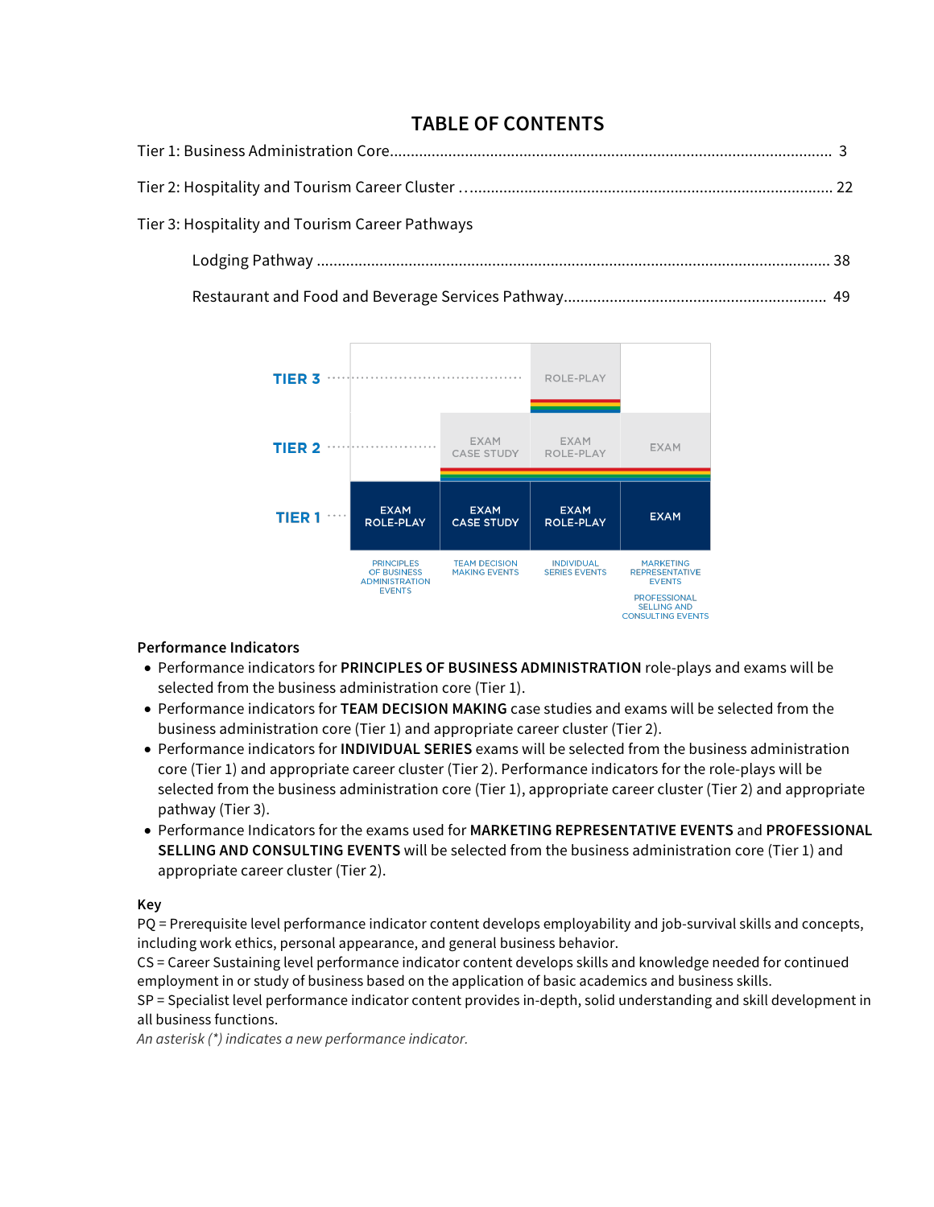# TABLE OF CONTENTS

Tier 1: Business Administration Core........................................................................................................ 3

Tier 2: Hospitality and Tourism Career Cluster ........................................................................................ 22

Tier 3: Hospitality and Tourism Career Pathways

Lodging Pathway ........................................................................................................................ 38

Restaurant and Food and Beverage Services Pathway............................................................. 49

| | PRINCIPLES OF BUSINESS ADMINISTRATION EVENTS | TEAM DECISION MAKING EVENTS | INDIVIDUAL SERIES EVENTS | MARKETING REPRESENTATIVE EVENTS / PROFESSIONAL SELLING AND CONSULTING EVENTS |
|---|---|---|---|---|
| TIER 3 | | | ROLE-PLAY | |
| TIER 2 | | EXAM CASE STUDY | EXAM ROLE-PLAY | EXAM |
| TIER 1 | EXAM ROLE-PLAY | EXAM CASE STUDY | EXAM ROLE-PLAY | EXAM |

**Performance Indicators**

- Performance indicators for **PRINCIPLES OF BUSINESS ADMINISTRATION** role-plays and exams will be selected from the business administration core (Tier 1).
- Performance indicators for **TEAM DECISION MAKING** case studies and exams will be selected from the business administration core (Tier 1) and appropriate career cluster (Tier 2).
- Performance indicators for **INDIVIDUAL SERIES** exams will be selected from the business administration core (Tier 1) and appropriate career cluster (Tier 2). Performance indicators for the role-plays will be selected from the business administration core (Tier 1), appropriate career cluster (Tier 2) and appropriate pathway (Tier 3).
- Performance Indicators for the exams used for **MARKETING REPRESENTATIVE EVENTS** and **PROFESSIONAL SELLING AND CONSULTING EVENTS** will be selected from the business administration core (Tier 1) and appropriate career cluster (Tier 2).

**Key**

PQ = Prerequisite level performance indicator content develops employability and job-survival skills and concepts, including work ethics, personal appearance, and general business behavior.
CS = Career Sustaining level performance indicator content develops skills and knowledge needed for continued employment in or study of business based on the application of basic academics and business skills.
SP = Specialist level performance indicator content provides in-depth, solid understanding and skill development in all business functions.
*An asterisk (*) indicates a new performance indicator.*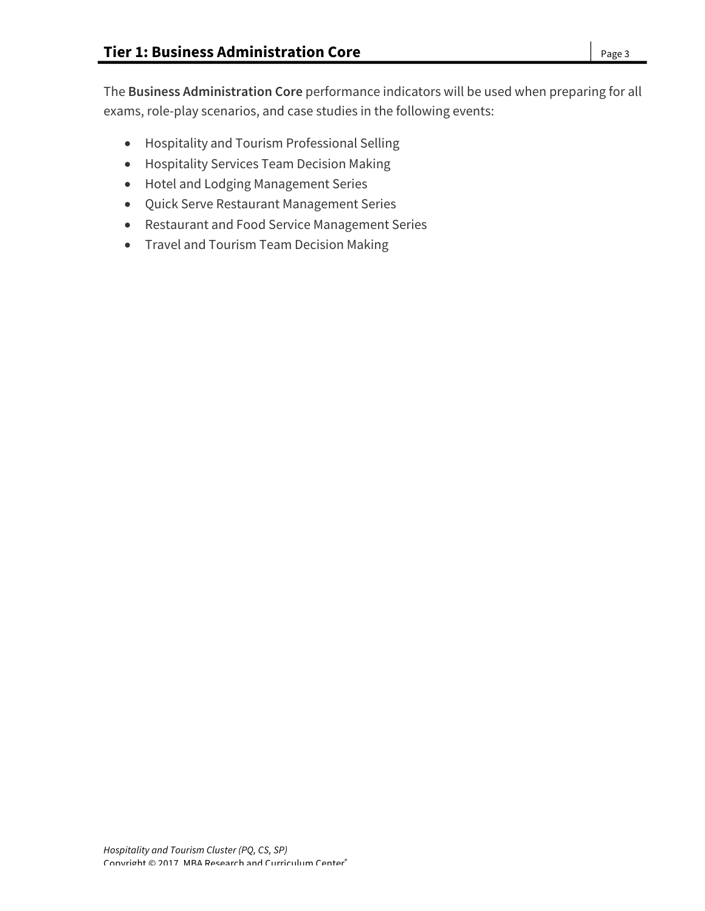## Tier 1: Business Administration Core

The **Business Administration Core** performance indicators will be used when preparing for all exams, role-play scenarios, and case studies in the following events:

- Hospitality and Tourism Professional Selling
- Hospitality Services Team Decision Making
- Hotel and Lodging Management Series
- Quick Serve Restaurant Management Series
- Restaurant and Food Service Management Series
- Travel and Tourism Team Decision Making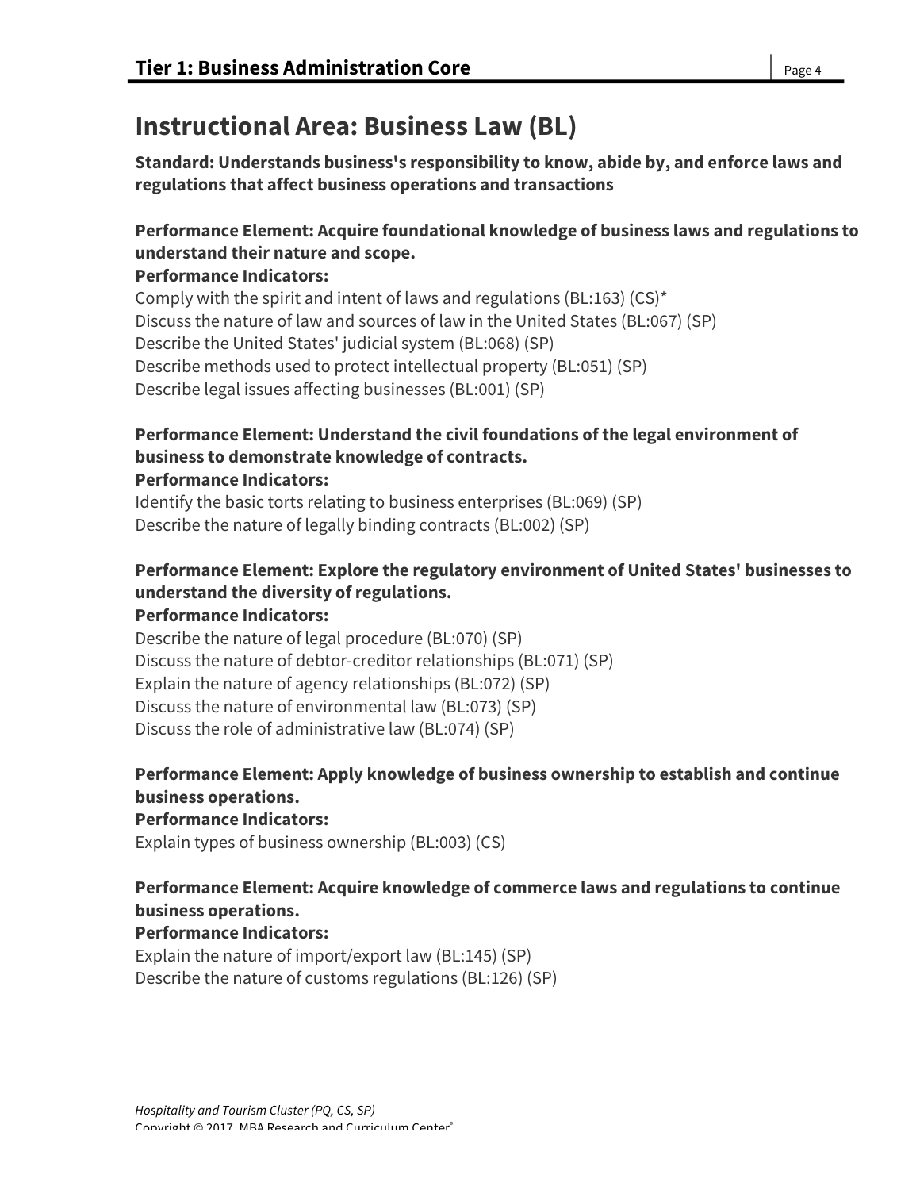# Instructional Area: Business Law (BL)

**Standard: Understands business's responsibility to know, abide by, and enforce laws and regulations that affect business operations and transactions**

**Performance Element: Acquire foundational knowledge of business laws and regulations to understand their nature and scope.**
**Performance Indicators:**
Comply with the spirit and intent of laws and regulations (BL:163) (CS)*
Discuss the nature of law and sources of law in the United States (BL:067) (SP)
Describe the United States' judicial system (BL:068) (SP)
Describe methods used to protect intellectual property (BL:051) (SP)
Describe legal issues affecting businesses (BL:001) (SP)

**Performance Element: Understand the civil foundations of the legal environment of business to demonstrate knowledge of contracts.**
**Performance Indicators:**
Identify the basic torts relating to business enterprises (BL:069) (SP)
Describe the nature of legally binding contracts (BL:002) (SP)

**Performance Element: Explore the regulatory environment of United States' businesses to understand the diversity of regulations.**
**Performance Indicators:**
Describe the nature of legal procedure (BL:070) (SP)
Discuss the nature of debtor-creditor relationships (BL:071) (SP)
Explain the nature of agency relationships (BL:072) (SP)
Discuss the nature of environmental law (BL:073) (SP)
Discuss the role of administrative law (BL:074) (SP)

**Performance Element: Apply knowledge of business ownership to establish and continue business operations.**
**Performance Indicators:**
Explain types of business ownership (BL:003) (CS)

**Performance Element: Acquire knowledge of commerce laws and regulations to continue business operations.**
**Performance Indicators:**
Explain the nature of import/export law (BL:145) (SP)
Describe the nature of customs regulations (BL:126) (SP)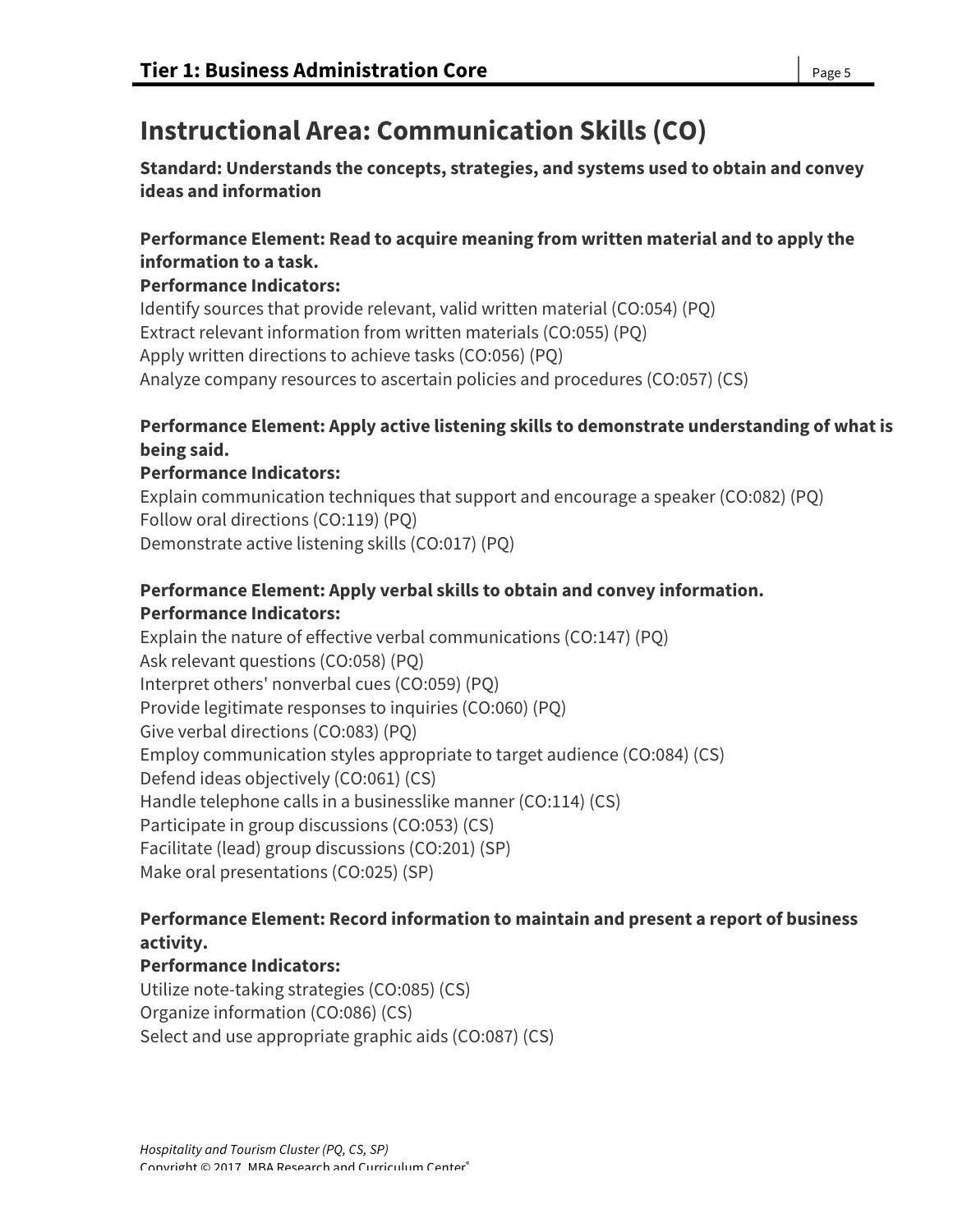# Instructional Area: Communication Skills (CO)

**Standard: Understands the concepts, strategies, and systems used to obtain and convey ideas and information**

**Performance Element: Read to acquire meaning from written material and to apply the information to a task.**
**Performance Indicators:**
Identify sources that provide relevant, valid written material (CO:054) (PQ)
Extract relevant information from written materials (CO:055) (PQ)
Apply written directions to achieve tasks (CO:056) (PQ)
Analyze company resources to ascertain policies and procedures (CO:057) (CS)

**Performance Element: Apply active listening skills to demonstrate understanding of what is being said.**
**Performance Indicators:**
Explain communication techniques that support and encourage a speaker (CO:082) (PQ)
Follow oral directions (CO:119) (PQ)
Demonstrate active listening skills (CO:017) (PQ)

**Performance Element: Apply verbal skills to obtain and convey information.**
**Performance Indicators:**
Explain the nature of effective verbal communications (CO:147) (PQ)
Ask relevant questions (CO:058) (PQ)
Interpret others' nonverbal cues (CO:059) (PQ)
Provide legitimate responses to inquiries (CO:060) (PQ)
Give verbal directions (CO:083) (PQ)
Employ communication styles appropriate to target audience (CO:084) (CS)
Defend ideas objectively (CO:061) (CS)
Handle telephone calls in a businesslike manner (CO:114) (CS)
Participate in group discussions (CO:053) (CS)
Facilitate (lead) group discussions (CO:201) (SP)
Make oral presentations (CO:025) (SP)

**Performance Element: Record information to maintain and present a report of business activity.**
**Performance Indicators:**
Utilize note-taking strategies (CO:085) (CS)
Organize information (CO:086) (CS)
Select and use appropriate graphic aids (CO:087) (CS)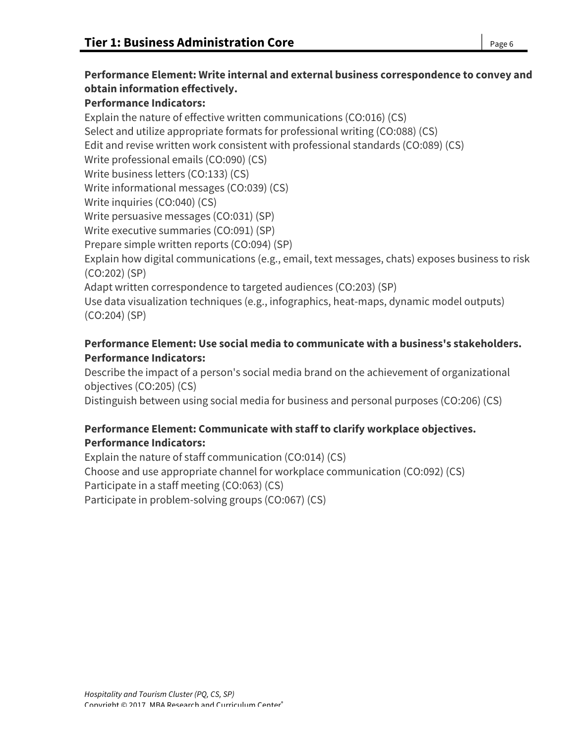**Performance Element: Write internal and external business correspondence to convey and obtain information effectively.**
**Performance Indicators:**
Explain the nature of effective written communications (CO:016) (CS)
Select and utilize appropriate formats for professional writing (CO:088) (CS)
Edit and revise written work consistent with professional standards (CO:089) (CS)
Write professional emails (CO:090) (CS)
Write business letters (CO:133) (CS)
Write informational messages (CO:039) (CS)
Write inquiries (CO:040) (CS)
Write persuasive messages (CO:031) (SP)
Write executive summaries (CO:091) (SP)
Prepare simple written reports (CO:094) (SP)
Explain how digital communications (e.g., email, text messages, chats) exposes business to risk (CO:202) (SP)
Adapt written correspondence to targeted audiences (CO:203) (SP)
Use data visualization techniques (e.g., infographics, heat-maps, dynamic model outputs) (CO:204) (SP)

**Performance Element: Use social media to communicate with a business's stakeholders.**
**Performance Indicators:**
Describe the impact of a person's social media brand on the achievement of organizational objectives (CO:205) (CS)
Distinguish between using social media for business and personal purposes (CO:206) (CS)

**Performance Element: Communicate with staff to clarify workplace objectives.**
**Performance Indicators:**
Explain the nature of staff communication (CO:014) (CS)
Choose and use appropriate channel for workplace communication (CO:092) (CS)
Participate in a staff meeting (CO:063) (CS)
Participate in problem-solving groups (CO:067) (CS)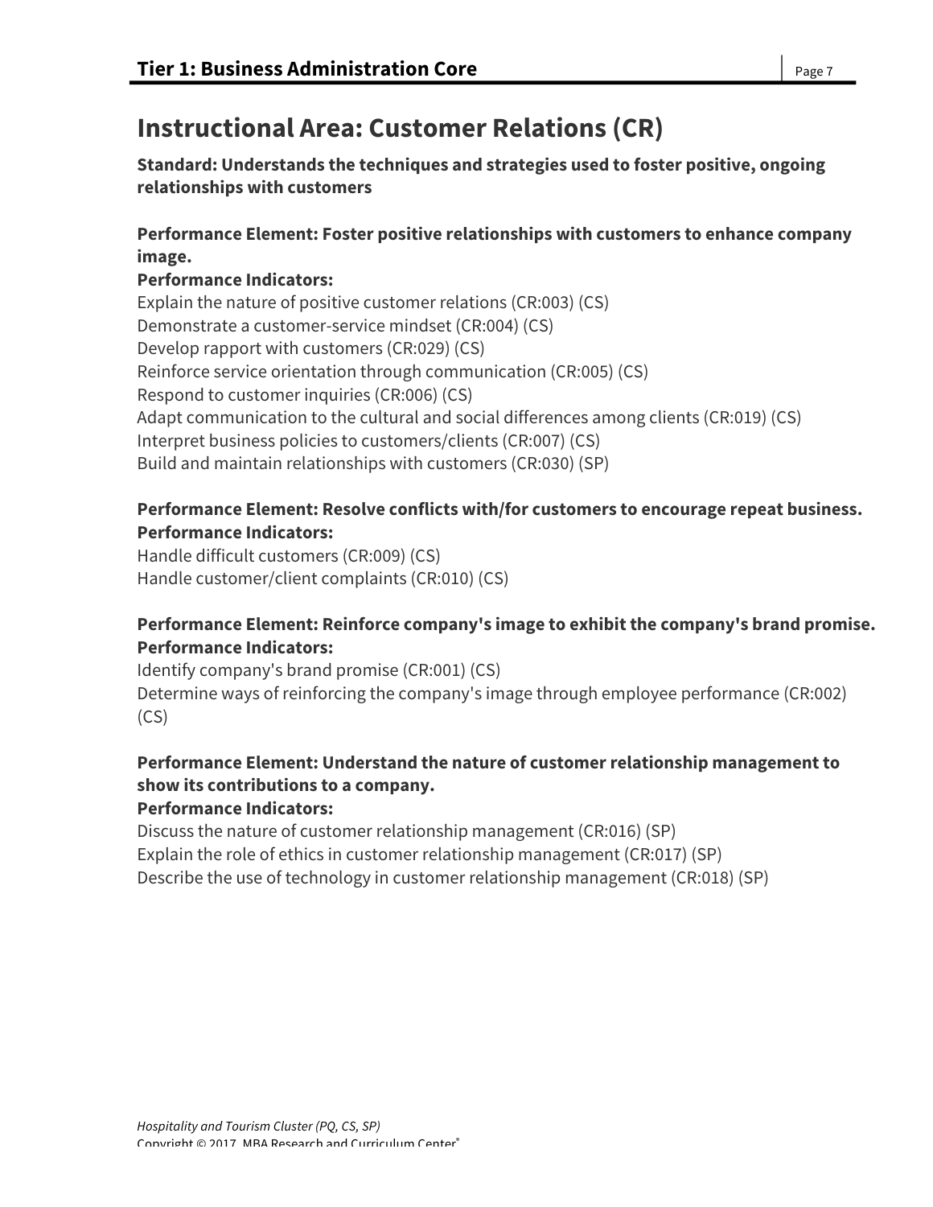# Instructional Area: Customer Relations (CR)

**Standard: Understands the techniques and strategies used to foster positive, ongoing relationships with customers**

**Performance Element: Foster positive relationships with customers to enhance company image.**
**Performance Indicators:**
Explain the nature of positive customer relations (CR:003) (CS)
Demonstrate a customer-service mindset (CR:004) (CS)
Develop rapport with customers (CR:029) (CS)
Reinforce service orientation through communication (CR:005) (CS)
Respond to customer inquiries (CR:006) (CS)
Adapt communication to the cultural and social differences among clients (CR:019) (CS)
Interpret business policies to customers/clients (CR:007) (CS)
Build and maintain relationships with customers (CR:030) (SP)

**Performance Element: Resolve conflicts with/for customers to encourage repeat business.**
**Performance Indicators:**
Handle difficult customers (CR:009) (CS)
Handle customer/client complaints (CR:010) (CS)

**Performance Element: Reinforce company's image to exhibit the company's brand promise.**
**Performance Indicators:**
Identify company's brand promise (CR:001) (CS)
Determine ways of reinforcing the company's image through employee performance (CR:002) (CS)

**Performance Element: Understand the nature of customer relationship management to show its contributions to a company.**
**Performance Indicators:**
Discuss the nature of customer relationship management (CR:016) (SP)
Explain the role of ethics in customer relationship management (CR:017) (SP)
Describe the use of technology in customer relationship management (CR:018) (SP)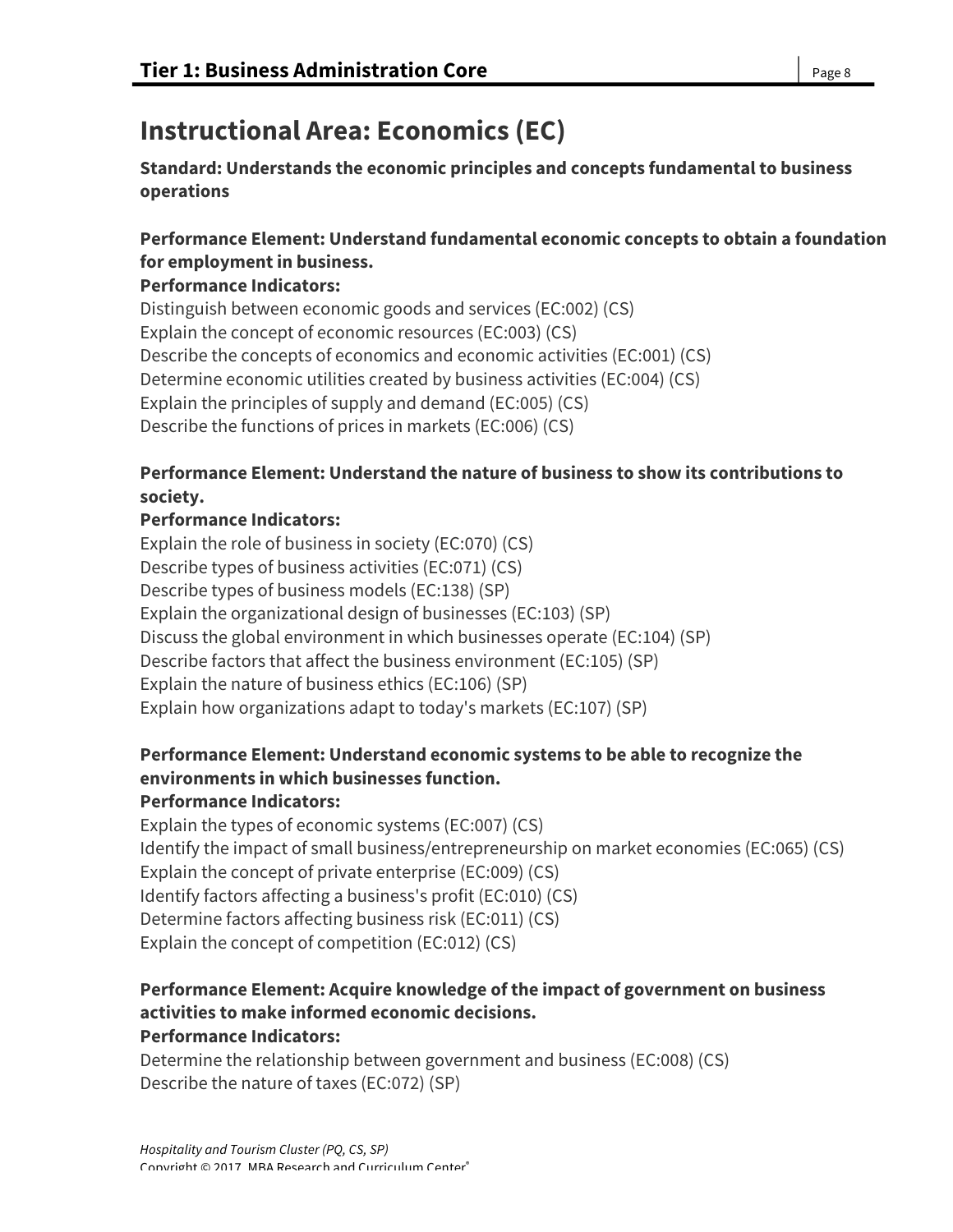# Instructional Area: Economics (EC)

**Standard: Understands the economic principles and concepts fundamental to business operations**

**Performance Element: Understand fundamental economic concepts to obtain a foundation for employment in business.**
**Performance Indicators:**
Distinguish between economic goods and services (EC:002) (CS)
Explain the concept of economic resources (EC:003) (CS)
Describe the concepts of economics and economic activities (EC:001) (CS)
Determine economic utilities created by business activities (EC:004) (CS)
Explain the principles of supply and demand (EC:005) (CS)
Describe the functions of prices in markets (EC:006) (CS)

**Performance Element: Understand the nature of business to show its contributions to society.**
**Performance Indicators:**
Explain the role of business in society (EC:070) (CS)
Describe types of business activities (EC:071) (CS)
Describe types of business models (EC:138) (SP)
Explain the organizational design of businesses (EC:103) (SP)
Discuss the global environment in which businesses operate (EC:104) (SP)
Describe factors that affect the business environment (EC:105) (SP)
Explain the nature of business ethics (EC:106) (SP)
Explain how organizations adapt to today's markets (EC:107) (SP)

**Performance Element: Understand economic systems to be able to recognize the environments in which businesses function.**
**Performance Indicators:**
Explain the types of economic systems (EC:007) (CS)
Identify the impact of small business/entrepreneurship on market economies (EC:065) (CS)
Explain the concept of private enterprise (EC:009) (CS)
Identify factors affecting a business's profit (EC:010) (CS)
Determine factors affecting business risk (EC:011) (CS)
Explain the concept of competition (EC:012) (CS)

**Performance Element: Acquire knowledge of the impact of government on business activities to make informed economic decisions.**
**Performance Indicators:**
Determine the relationship between government and business (EC:008) (CS)
Describe the nature of taxes (EC:072) (SP)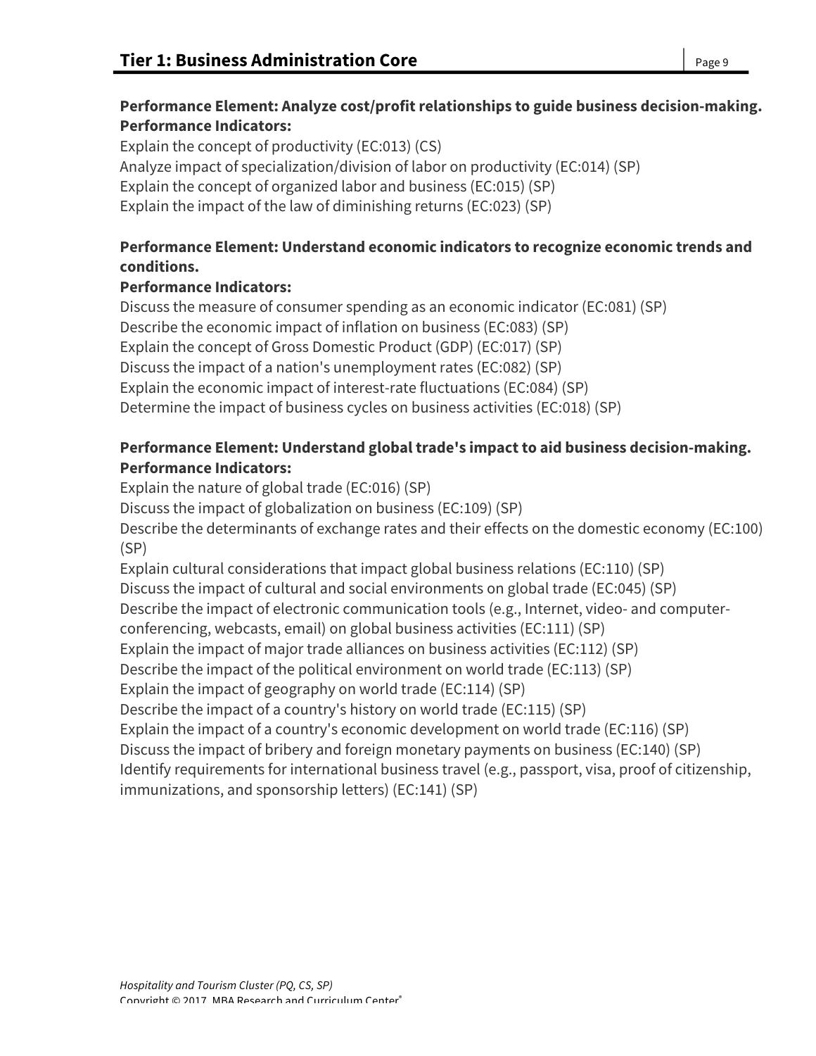**Performance Element: Analyze cost/profit relationships to guide business decision-making.**
**Performance Indicators:**

Explain the concept of productivity (EC:013) (CS)
Analyze impact of specialization/division of labor on productivity (EC:014) (SP)
Explain the concept of organized labor and business (EC:015) (SP)
Explain the impact of the law of diminishing returns (EC:023) (SP)

**Performance Element: Understand economic indicators to recognize economic trends and conditions.**
**Performance Indicators:**

Discuss the measure of consumer spending as an economic indicator (EC:081) (SP)
Describe the economic impact of inflation on business (EC:083) (SP)
Explain the concept of Gross Domestic Product (GDP) (EC:017) (SP)
Discuss the impact of a nation's unemployment rates (EC:082) (SP)
Explain the economic impact of interest-rate fluctuations (EC:084) (SP)
Determine the impact of business cycles on business activities (EC:018) (SP)

**Performance Element: Understand global trade's impact to aid business decision-making.**
**Performance Indicators:**

Explain the nature of global trade (EC:016) (SP)
Discuss the impact of globalization on business (EC:109) (SP)
Describe the determinants of exchange rates and their effects on the domestic economy (EC:100) (SP)
Explain cultural considerations that impact global business relations (EC:110) (SP)
Discuss the impact of cultural and social environments on global trade (EC:045) (SP)
Describe the impact of electronic communication tools (e.g., Internet, video- and computer-conferencing, webcasts, email) on global business activities (EC:111) (SP)
Explain the impact of major trade alliances on business activities (EC:112) (SP)
Describe the impact of the political environment on world trade (EC:113) (SP)
Explain the impact of geography on world trade (EC:114) (SP)
Describe the impact of a country's history on world trade (EC:115) (SP)
Explain the impact of a country's economic development on world trade (EC:116) (SP)
Discuss the impact of bribery and foreign monetary payments on business (EC:140) (SP)
Identify requirements for international business travel (e.g., passport, visa, proof of citizenship, immunizations, and sponsorship letters) (EC:141) (SP)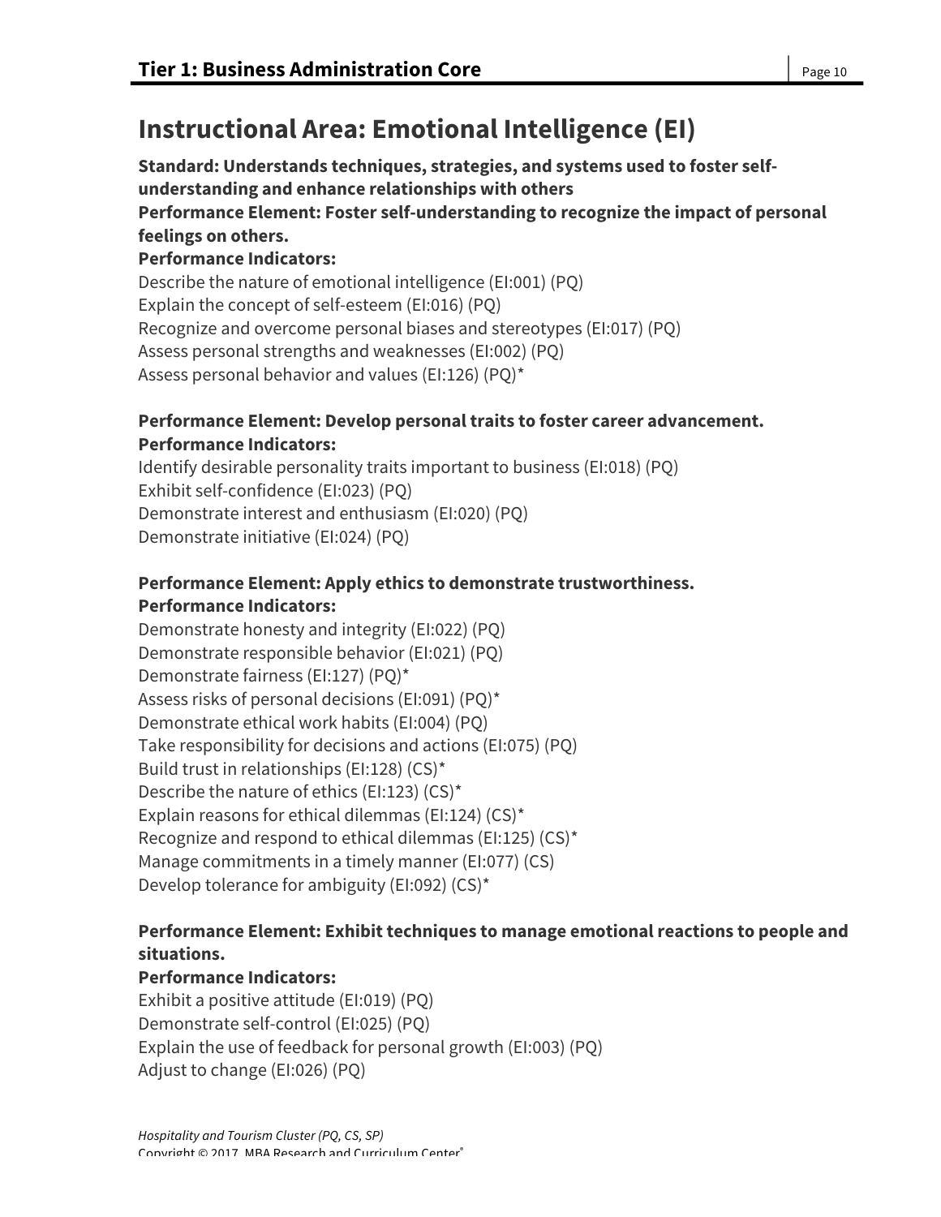# Instructional Area: Emotional Intelligence (EI)

**Standard: Understands techniques, strategies, and systems used to foster self-understanding and enhance relationships with others**
**Performance Element: Foster self-understanding to recognize the impact of personal feelings on others.**
**Performance Indicators:**
Describe the nature of emotional intelligence (EI:001) (PQ)
Explain the concept of self-esteem (EI:016) (PQ)
Recognize and overcome personal biases and stereotypes (EI:017) (PQ)
Assess personal strengths and weaknesses (EI:002) (PQ)
Assess personal behavior and values (EI:126) (PQ)*

**Performance Element: Develop personal traits to foster career advancement.**
**Performance Indicators:**
Identify desirable personality traits important to business (EI:018) (PQ)
Exhibit self-confidence (EI:023) (PQ)
Demonstrate interest and enthusiasm (EI:020) (PQ)
Demonstrate initiative (EI:024) (PQ)

**Performance Element: Apply ethics to demonstrate trustworthiness.**
**Performance Indicators:**
Demonstrate honesty and integrity (EI:022) (PQ)
Demonstrate responsible behavior (EI:021) (PQ)
Demonstrate fairness (EI:127) (PQ)*
Assess risks of personal decisions (EI:091) (PQ)*
Demonstrate ethical work habits (EI:004) (PQ)
Take responsibility for decisions and actions (EI:075) (PQ)
Build trust in relationships (EI:128) (CS)*
Describe the nature of ethics (EI:123) (CS)*
Explain reasons for ethical dilemmas (EI:124) (CS)*
Recognize and respond to ethical dilemmas (EI:125) (CS)*
Manage commitments in a timely manner (EI:077) (CS)
Develop tolerance for ambiguity (EI:092) (CS)*

**Performance Element: Exhibit techniques to manage emotional reactions to people and situations.**
**Performance Indicators:**
Exhibit a positive attitude (EI:019) (PQ)
Demonstrate self-control (EI:025) (PQ)
Explain the use of feedback for personal growth (EI:003) (PQ)
Adjust to change (EI:026) (PQ)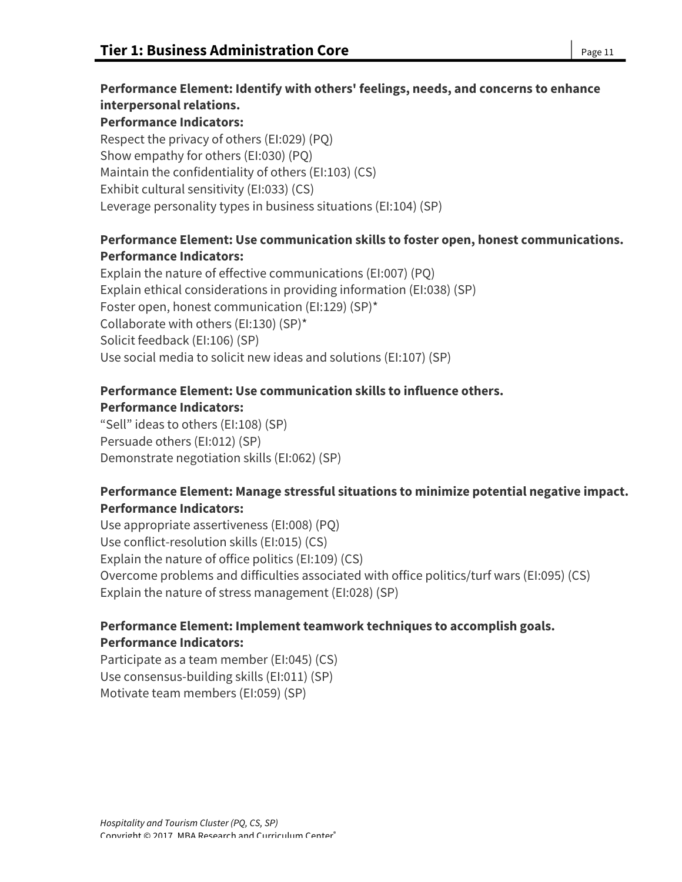**Performance Element: Identify with others' feelings, needs, and concerns to enhance interpersonal relations.**
**Performance Indicators:**
Respect the privacy of others (EI:029) (PQ)
Show empathy for others (EI:030) (PQ)
Maintain the confidentiality of others (EI:103) (CS)
Exhibit cultural sensitivity (EI:033) (CS)
Leverage personality types in business situations (EI:104) (SP)

**Performance Element: Use communication skills to foster open, honest communications.**
**Performance Indicators:**
Explain the nature of effective communications (EI:007) (PQ)
Explain ethical considerations in providing information (EI:038) (SP)
Foster open, honest communication (EI:129) (SP)*
Collaborate with others (EI:130) (SP)*
Solicit feedback (EI:106) (SP)
Use social media to solicit new ideas and solutions (EI:107) (SP)

**Performance Element: Use communication skills to influence others.**
**Performance Indicators:**
"Sell" ideas to others (EI:108) (SP)
Persuade others (EI:012) (SP)
Demonstrate negotiation skills (EI:062) (SP)

**Performance Element: Manage stressful situations to minimize potential negative impact.**
**Performance Indicators:**
Use appropriate assertiveness (EI:008) (PQ)
Use conflict-resolution skills (EI:015) (CS)
Explain the nature of office politics (EI:109) (CS)
Overcome problems and difficulties associated with office politics/turf wars (EI:095) (CS)
Explain the nature of stress management (EI:028) (SP)

**Performance Element: Implement teamwork techniques to accomplish goals.**
**Performance Indicators:**
Participate as a team member (EI:045) (CS)
Use consensus-building skills (EI:011) (SP)
Motivate team members (EI:059) (SP)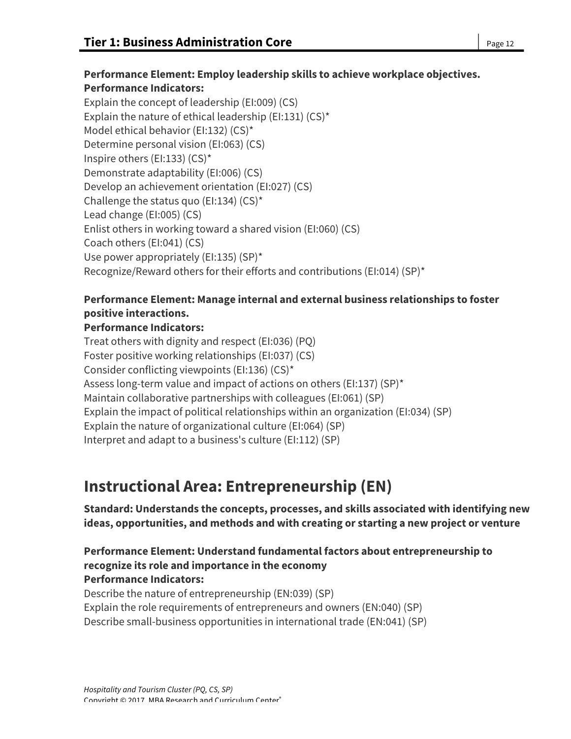**Performance Element: Employ leadership skills to achieve workplace objectives.**
**Performance Indicators:**

Explain the concept of leadership (EI:009) (CS)
Explain the nature of ethical leadership (EI:131) (CS)*
Model ethical behavior (EI:132) (CS)*
Determine personal vision (EI:063) (CS)
Inspire others (EI:133) (CS)*
Demonstrate adaptability (EI:006) (CS)
Develop an achievement orientation (EI:027) (CS)
Challenge the status quo (EI:134) (CS)*
Lead change (EI:005) (CS)
Enlist others in working toward a shared vision (EI:060) (CS)
Coach others (EI:041) (CS)
Use power appropriately (EI:135) (SP)*
Recognize/Reward others for their efforts and contributions (EI:014) (SP)*

**Performance Element: Manage internal and external business relationships to foster positive interactions.**
**Performance Indicators:**

Treat others with dignity and respect (EI:036) (PQ)
Foster positive working relationships (EI:037) (CS)
Consider conflicting viewpoints (EI:136) (CS)*
Assess long-term value and impact of actions on others (EI:137) (SP)*
Maintain collaborative partnerships with colleagues (EI:061) (SP)
Explain the impact of political relationships within an organization (EI:034) (SP)
Explain the nature of organizational culture (EI:064) (SP)
Interpret and adapt to a business's culture (EI:112) (SP)

## Instructional Area: Entrepreneurship (EN)

**Standard: Understands the concepts, processes, and skills associated with identifying new ideas, opportunities, and methods and with creating or starting a new project or venture**

**Performance Element: Understand fundamental factors about entrepreneurship to recognize its role and importance in the economy**
**Performance Indicators:**

Describe the nature of entrepreneurship (EN:039) (SP)
Explain the role requirements of entrepreneurs and owners (EN:040) (SP)
Describe small-business opportunities in international trade (EN:041) (SP)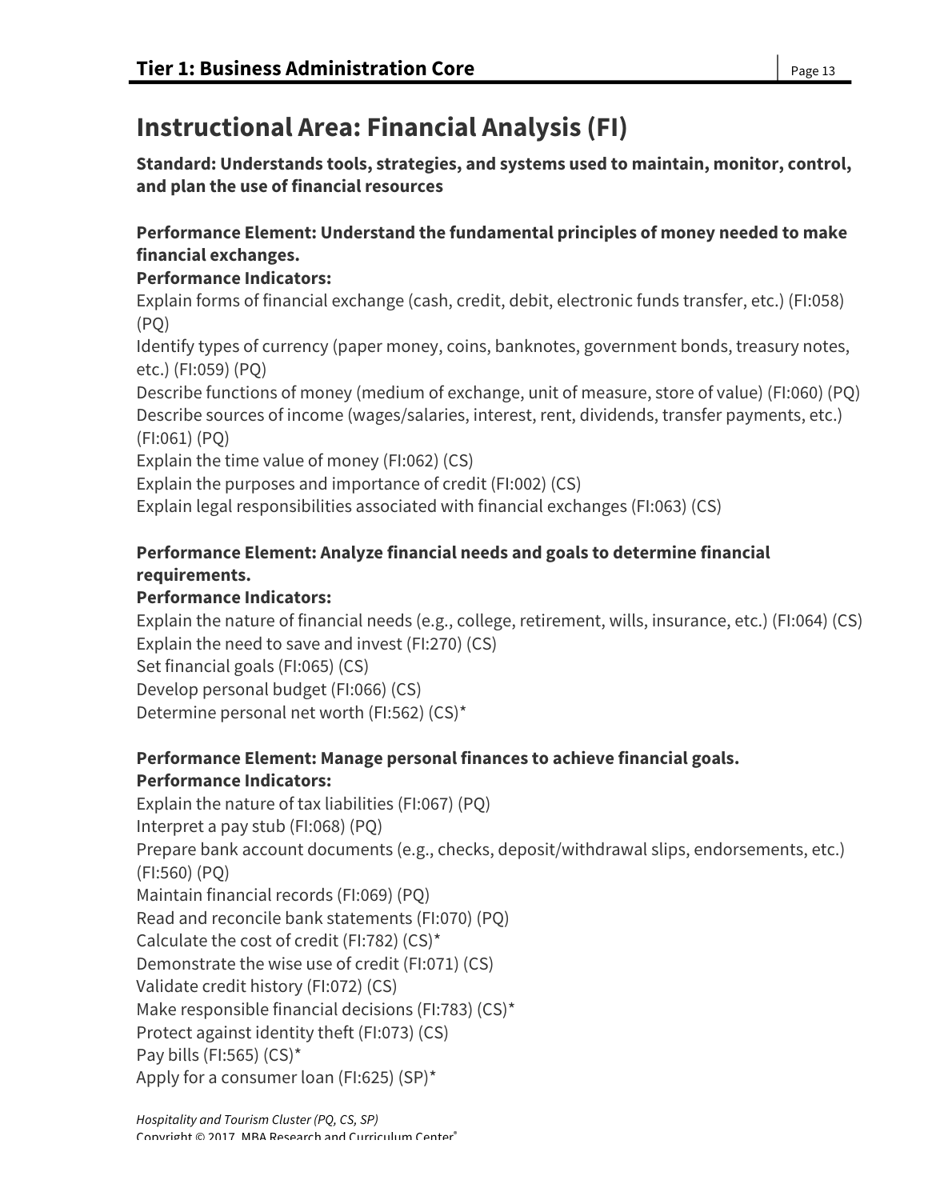# Instructional Area: Financial Analysis (FI)

**Standard: Understands tools, strategies, and systems used to maintain, monitor, control, and plan the use of financial resources**

**Performance Element: Understand the fundamental principles of money needed to make financial exchanges.**
**Performance Indicators:**
Explain forms of financial exchange (cash, credit, debit, electronic funds transfer, etc.) (FI:058) (PQ)
Identify types of currency (paper money, coins, banknotes, government bonds, treasury notes, etc.) (FI:059) (PQ)
Describe functions of money (medium of exchange, unit of measure, store of value) (FI:060) (PQ)
Describe sources of income (wages/salaries, interest, rent, dividends, transfer payments, etc.) (FI:061) (PQ)
Explain the time value of money (FI:062) (CS)
Explain the purposes and importance of credit (FI:002) (CS)
Explain legal responsibilities associated with financial exchanges (FI:063) (CS)

**Performance Element: Analyze financial needs and goals to determine financial requirements.**
**Performance Indicators:**
Explain the nature of financial needs (e.g., college, retirement, wills, insurance, etc.) (FI:064) (CS)
Explain the need to save and invest (FI:270) (CS)
Set financial goals (FI:065) (CS)
Develop personal budget (FI:066) (CS)
Determine personal net worth (FI:562) (CS)*

**Performance Element: Manage personal finances to achieve financial goals.**
**Performance Indicators:**
Explain the nature of tax liabilities (FI:067) (PQ)
Interpret a pay stub (FI:068) (PQ)
Prepare bank account documents (e.g., checks, deposit/withdrawal slips, endorsements, etc.) (FI:560) (PQ)
Maintain financial records (FI:069) (PQ)
Read and reconcile bank statements (FI:070) (PQ)
Calculate the cost of credit (FI:782) (CS)*
Demonstrate the wise use of credit (FI:071) (CS)
Validate credit history (FI:072) (CS)
Make responsible financial decisions (FI:783) (CS)*
Protect against identity theft (FI:073) (CS)
Pay bills (FI:565) (CS)*
Apply for a consumer loan (FI:625) (SP)*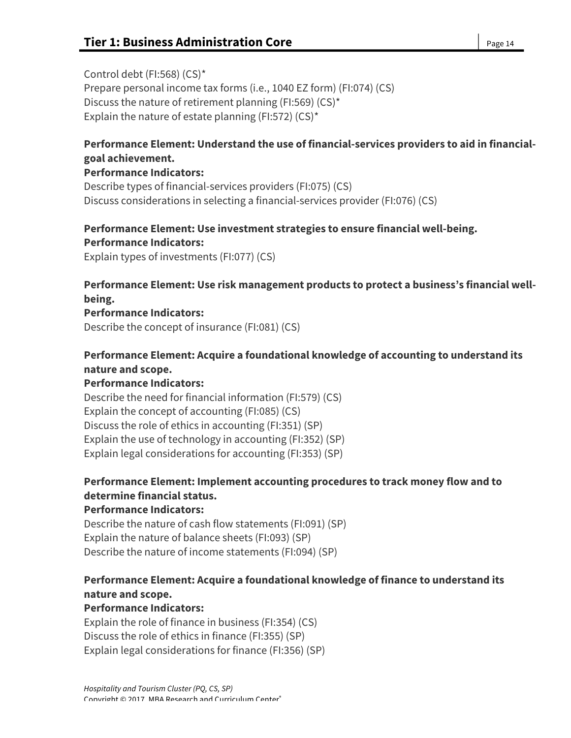Control debt (FI:568) (CS)*
Prepare personal income tax forms (i.e., 1040 EZ form) (FI:074) (CS)
Discuss the nature of retirement planning (FI:569) (CS)*
Explain the nature of estate planning (FI:572) (CS)*

**Performance Element: Understand the use of financial-services providers to aid in financial-goal achievement.**
**Performance Indicators:**
Describe types of financial-services providers (FI:075) (CS)
Discuss considerations in selecting a financial-services provider (FI:076) (CS)

**Performance Element: Use investment strategies to ensure financial well-being.**
**Performance Indicators:**
Explain types of investments (FI:077) (CS)

**Performance Element: Use risk management products to protect a business's financial well-being.**
**Performance Indicators:**
Describe the concept of insurance (FI:081) (CS)

**Performance Element: Acquire a foundational knowledge of accounting to understand its nature and scope.**
**Performance Indicators:**
Describe the need for financial information (FI:579) (CS)
Explain the concept of accounting (FI:085) (CS)
Discuss the role of ethics in accounting (FI:351) (SP)
Explain the use of technology in accounting (FI:352) (SP)
Explain legal considerations for accounting (FI:353) (SP)

**Performance Element: Implement accounting procedures to track money flow and to determine financial status.**
**Performance Indicators:**
Describe the nature of cash flow statements (FI:091) (SP)
Explain the nature of balance sheets (FI:093) (SP)
Describe the nature of income statements (FI:094) (SP)

**Performance Element: Acquire a foundational knowledge of finance to understand its nature and scope.**
**Performance Indicators:**
Explain the role of finance in business (FI:354) (CS)
Discuss the role of ethics in finance (FI:355) (SP)
Explain legal considerations for finance (FI:356) (SP)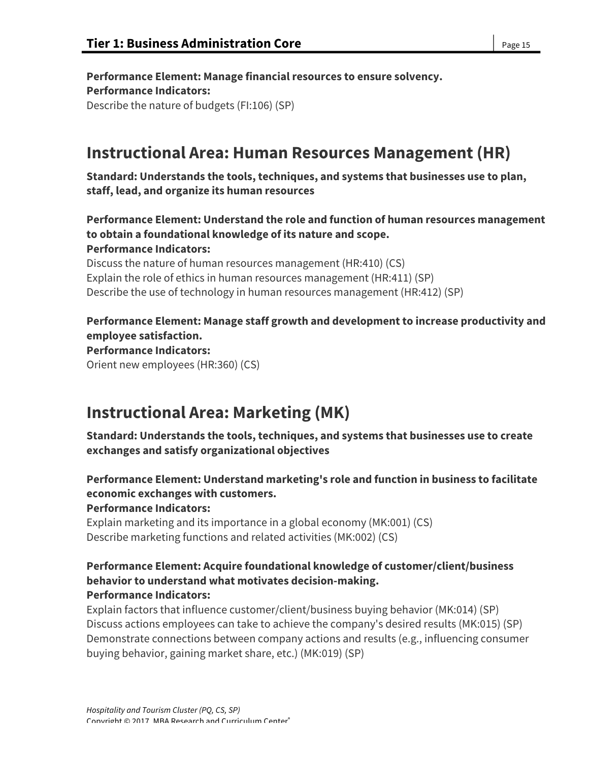**Performance Element: Manage financial resources to ensure solvency.**
**Performance Indicators:**
Describe the nature of budgets (FI:106) (SP)

## Instructional Area: Human Resources Management (HR)

**Standard: Understands the tools, techniques, and systems that businesses use to plan, staff, lead, and organize its human resources**

**Performance Element: Understand the role and function of human resources management to obtain a foundational knowledge of its nature and scope.**
**Performance Indicators:**
Discuss the nature of human resources management (HR:410) (CS)
Explain the role of ethics in human resources management (HR:411) (SP)
Describe the use of technology in human resources management (HR:412) (SP)

**Performance Element: Manage staff growth and development to increase productivity and employee satisfaction.**
**Performance Indicators:**
Orient new employees (HR:360) (CS)

## Instructional Area: Marketing (MK)

**Standard: Understands the tools, techniques, and systems that businesses use to create exchanges and satisfy organizational objectives**

**Performance Element: Understand marketing's role and function in business to facilitate economic exchanges with customers.**
**Performance Indicators:**
Explain marketing and its importance in a global economy (MK:001) (CS)
Describe marketing functions and related activities (MK:002) (CS)

**Performance Element: Acquire foundational knowledge of customer/client/business behavior to understand what motivates decision-making.**
**Performance Indicators:**
Explain factors that influence customer/client/business buying behavior (MK:014) (SP)
Discuss actions employees can take to achieve the company's desired results (MK:015) (SP)
Demonstrate connections between company actions and results (e.g., influencing consumer buying behavior, gaining market share, etc.) (MK:019) (SP)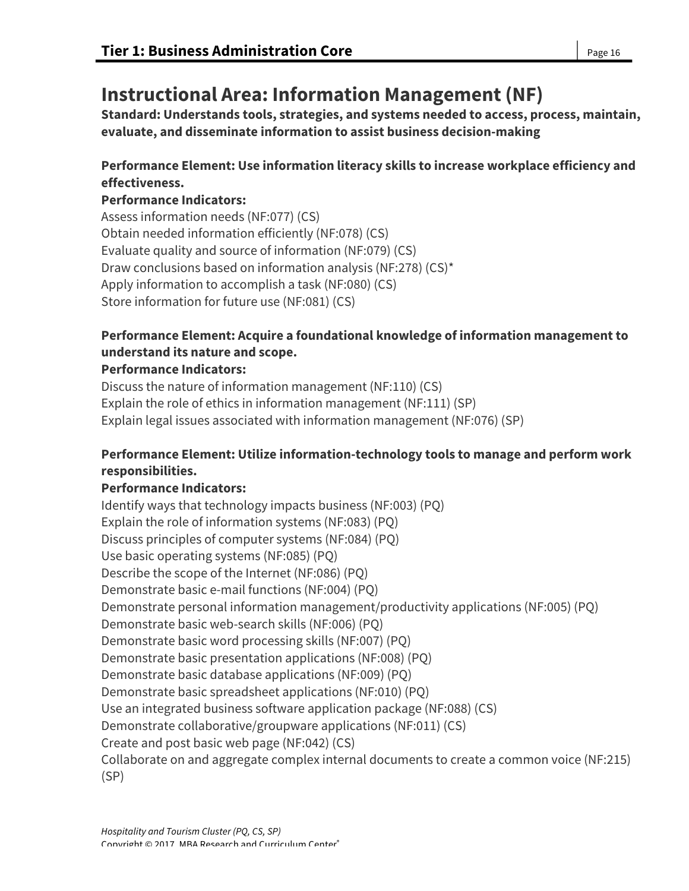# Instructional Area: Information Management (NF)

**Standard: Understands tools, strategies, and systems needed to access, process, maintain, evaluate, and disseminate information to assist business decision-making**

**Performance Element: Use information literacy skills to increase workplace efficiency and effectiveness.**

**Performance Indicators:**

Assess information needs (NF:077) (CS)
Obtain needed information efficiently (NF:078) (CS)
Evaluate quality and source of information (NF:079) (CS)
Draw conclusions based on information analysis (NF:278) (CS)*
Apply information to accomplish a task (NF:080) (CS)
Store information for future use (NF:081) (CS)

**Performance Element: Acquire a foundational knowledge of information management to understand its nature and scope.**

**Performance Indicators:**

Discuss the nature of information management (NF:110) (CS)
Explain the role of ethics in information management (NF:111) (SP)
Explain legal issues associated with information management (NF:076) (SP)

**Performance Element: Utilize information-technology tools to manage and perform work responsibilities.**

**Performance Indicators:**

Identify ways that technology impacts business (NF:003) (PQ)
Explain the role of information systems (NF:083) (PQ)
Discuss principles of computer systems (NF:084) (PQ)
Use basic operating systems (NF:085) (PQ)
Describe the scope of the Internet (NF:086) (PQ)
Demonstrate basic e-mail functions (NF:004) (PQ)
Demonstrate personal information management/productivity applications (NF:005) (PQ)
Demonstrate basic web-search skills (NF:006) (PQ)
Demonstrate basic word processing skills (NF:007) (PQ)
Demonstrate basic presentation applications (NF:008) (PQ)
Demonstrate basic database applications (NF:009) (PQ)
Demonstrate basic spreadsheet applications (NF:010) (PQ)
Use an integrated business software application package (NF:088) (CS)
Demonstrate collaborative/groupware applications (NF:011) (CS)
Create and post basic web page (NF:042) (CS)
Collaborate on and aggregate complex internal documents to create a common voice (NF:215) (SP)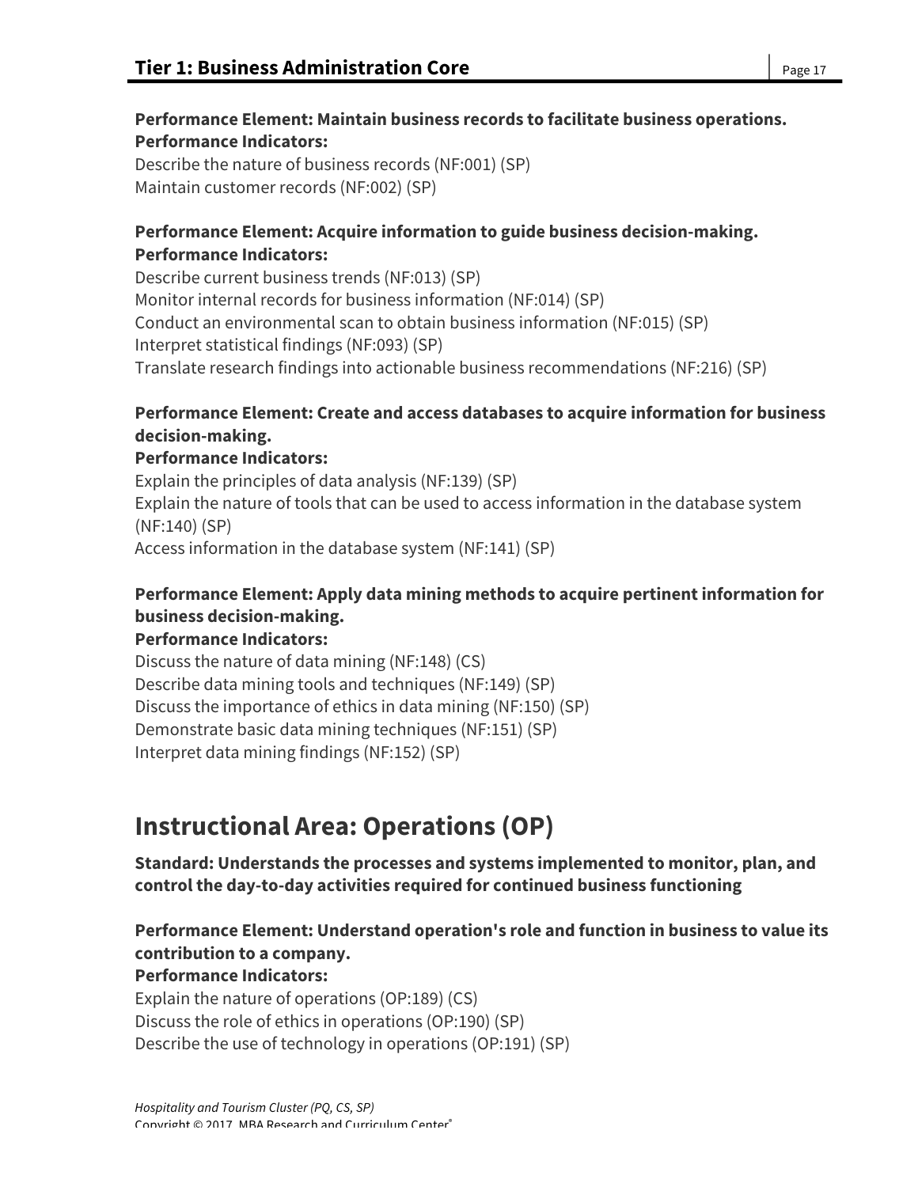**Performance Element: Maintain business records to facilitate business operations.**
**Performance Indicators:**

Describe the nature of business records (NF:001) (SP)
Maintain customer records (NF:002) (SP)

**Performance Element: Acquire information to guide business decision-making.**
**Performance Indicators:**

Describe current business trends (NF:013) (SP)
Monitor internal records for business information (NF:014) (SP)
Conduct an environmental scan to obtain business information (NF:015) (SP)
Interpret statistical findings (NF:093) (SP)
Translate research findings into actionable business recommendations (NF:216) (SP)

**Performance Element: Create and access databases to acquire information for business decision-making.**
**Performance Indicators:**

Explain the principles of data analysis (NF:139) (SP)
Explain the nature of tools that can be used to access information in the database system (NF:140) (SP)
Access information in the database system (NF:141) (SP)

**Performance Element: Apply data mining methods to acquire pertinent information for business decision-making.**
**Performance Indicators:**

Discuss the nature of data mining (NF:148) (CS)
Describe data mining tools and techniques (NF:149) (SP)
Discuss the importance of ethics in data mining (NF:150) (SP)
Demonstrate basic data mining techniques (NF:151) (SP)
Interpret data mining findings (NF:152) (SP)

## Instructional Area: Operations (OP)

**Standard: Understands the processes and systems implemented to monitor, plan, and control the day-to-day activities required for continued business functioning**

**Performance Element: Understand operation's role and function in business to value its contribution to a company.**
**Performance Indicators:**

Explain the nature of operations (OP:189) (CS)
Discuss the role of ethics in operations (OP:190) (SP)
Describe the use of technology in operations (OP:191) (SP)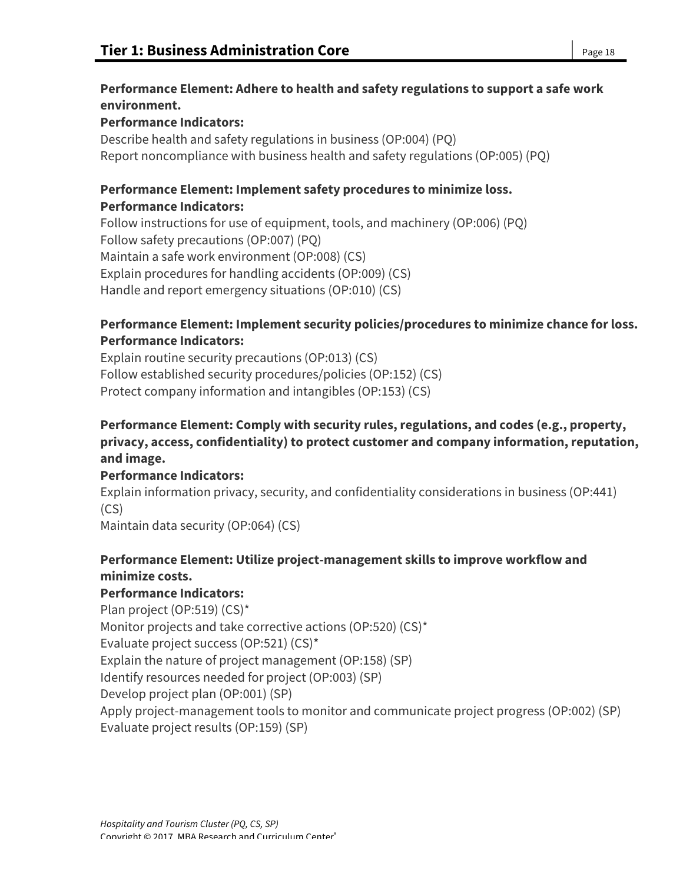**Performance Element: Adhere to health and safety regulations to support a safe work environment.**
**Performance Indicators:**
Describe health and safety regulations in business (OP:004) (PQ)
Report noncompliance with business health and safety regulations (OP:005) (PQ)

**Performance Element: Implement safety procedures to minimize loss.**
**Performance Indicators:**
Follow instructions for use of equipment, tools, and machinery (OP:006) (PQ)
Follow safety precautions (OP:007) (PQ)
Maintain a safe work environment (OP:008) (CS)
Explain procedures for handling accidents (OP:009) (CS)
Handle and report emergency situations (OP:010) (CS)

**Performance Element: Implement security policies/procedures to minimize chance for loss.**
**Performance Indicators:**
Explain routine security precautions (OP:013) (CS)
Follow established security procedures/policies (OP:152) (CS)
Protect company information and intangibles (OP:153) (CS)

**Performance Element: Comply with security rules, regulations, and codes (e.g., property, privacy, access, confidentiality) to protect customer and company information, reputation, and image.**
**Performance Indicators:**
Explain information privacy, security, and confidentiality considerations in business (OP:441) (CS)
Maintain data security (OP:064) (CS)

**Performance Element: Utilize project-management skills to improve workflow and minimize costs.**
**Performance Indicators:**
Plan project (OP:519) (CS)*
Monitor projects and take corrective actions (OP:520) (CS)*
Evaluate project success (OP:521) (CS)*
Explain the nature of project management (OP:158) (SP)
Identify resources needed for project (OP:003) (SP)
Develop project plan (OP:001) (SP)
Apply project-management tools to monitor and communicate project progress (OP:002) (SP)
Evaluate project results (OP:159) (SP)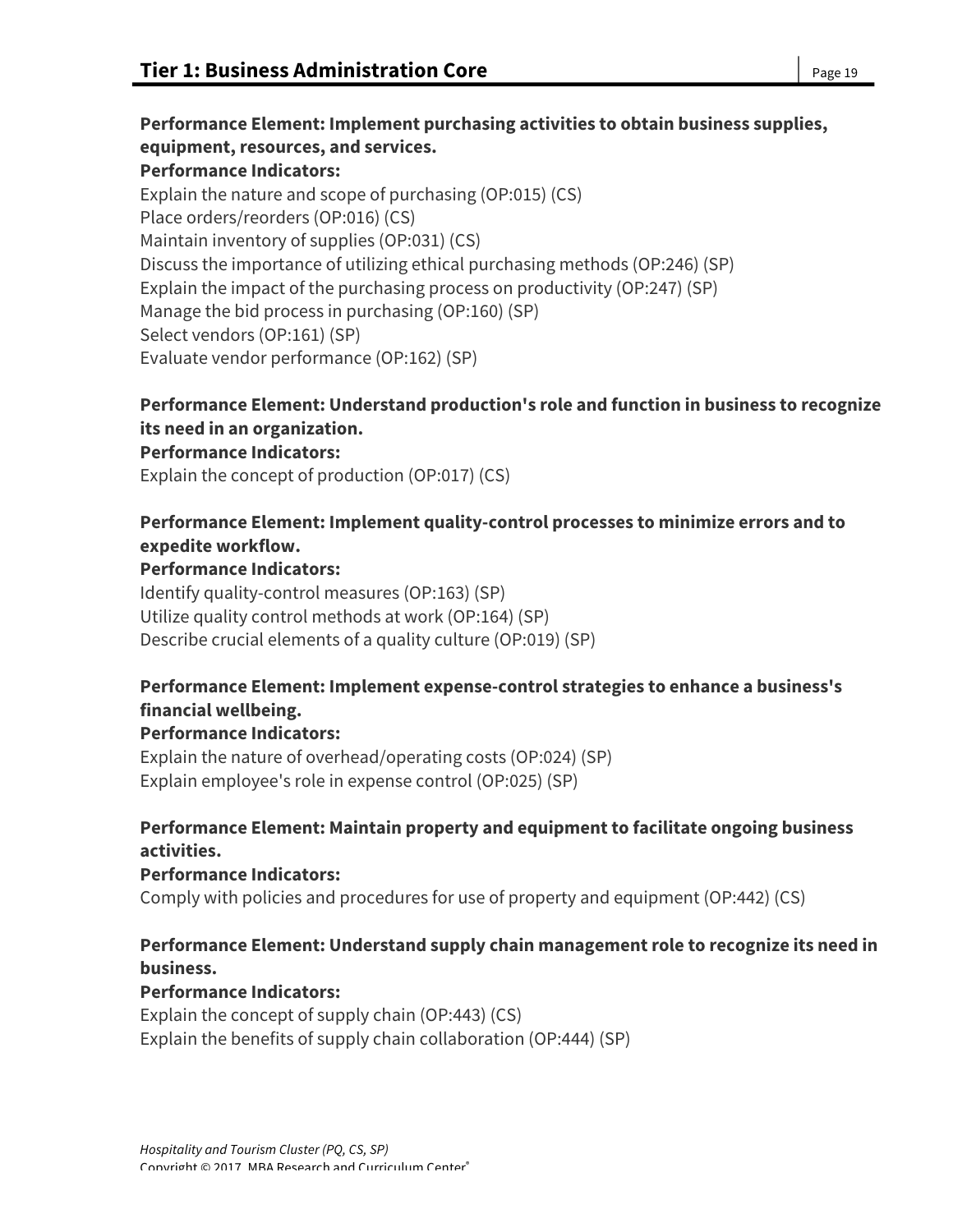**Performance Element: Implement purchasing activities to obtain business supplies, equipment, resources, and services.**
**Performance Indicators:**
Explain the nature and scope of purchasing (OP:015) (CS)
Place orders/reorders (OP:016) (CS)
Maintain inventory of supplies (OP:031) (CS)
Discuss the importance of utilizing ethical purchasing methods (OP:246) (SP)
Explain the impact of the purchasing process on productivity (OP:247) (SP)
Manage the bid process in purchasing (OP:160) (SP)
Select vendors (OP:161) (SP)
Evaluate vendor performance (OP:162) (SP)

**Performance Element: Understand production's role and function in business to recognize its need in an organization.**
**Performance Indicators:**
Explain the concept of production (OP:017) (CS)

**Performance Element: Implement quality-control processes to minimize errors and to expedite workflow.**
**Performance Indicators:**
Identify quality-control measures (OP:163) (SP)
Utilize quality control methods at work (OP:164) (SP)
Describe crucial elements of a quality culture (OP:019) (SP)

**Performance Element: Implement expense-control strategies to enhance a business's financial wellbeing.**
**Performance Indicators:**
Explain the nature of overhead/operating costs (OP:024) (SP)
Explain employee's role in expense control (OP:025) (SP)

**Performance Element: Maintain property and equipment to facilitate ongoing business activities.**
**Performance Indicators:**
Comply with policies and procedures for use of property and equipment (OP:442) (CS)

**Performance Element: Understand supply chain management role to recognize its need in business.**
**Performance Indicators:**
Explain the concept of supply chain (OP:443) (CS)
Explain the benefits of supply chain collaboration (OP:444) (SP)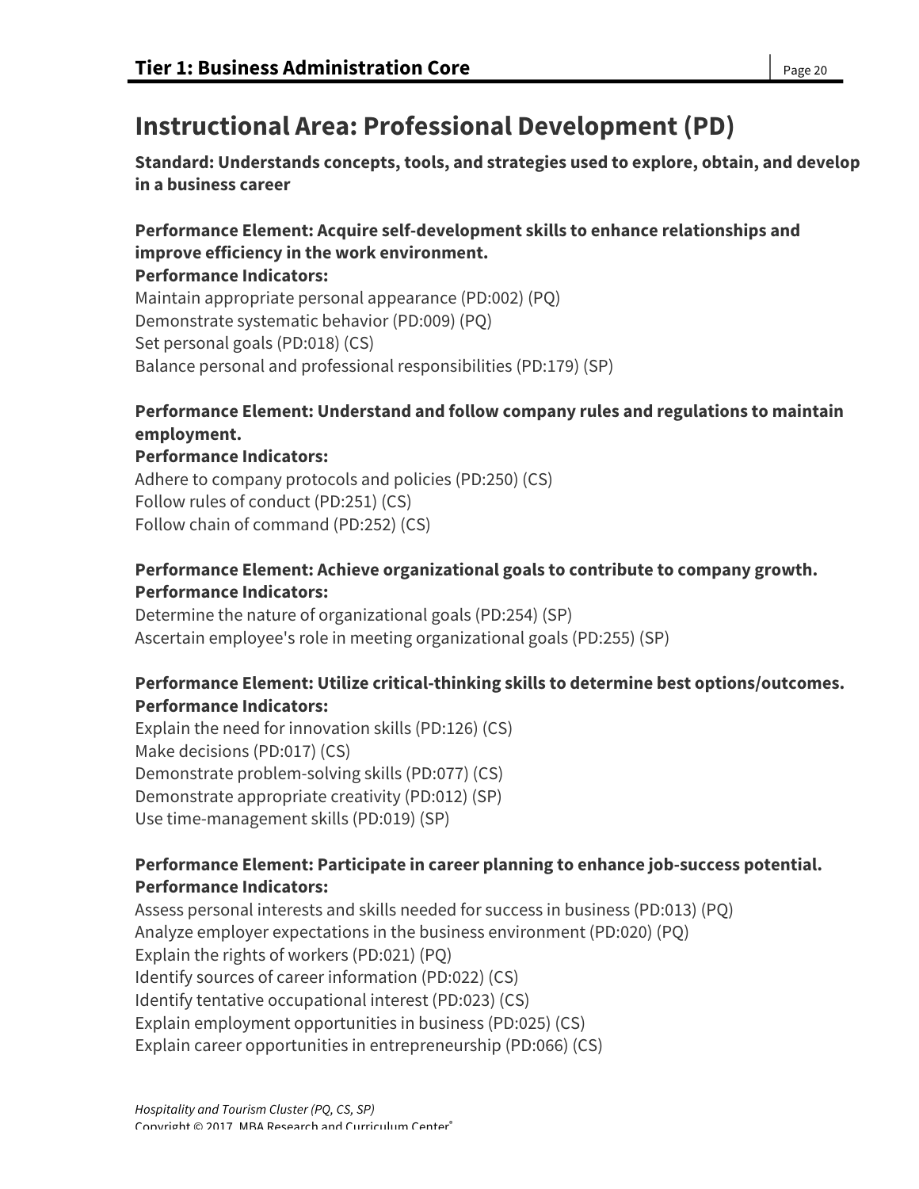# Instructional Area: Professional Development (PD)

**Standard: Understands concepts, tools, and strategies used to explore, obtain, and develop in a business career**

**Performance Element: Acquire self-development skills to enhance relationships and improve efficiency in the work environment.**
**Performance Indicators:**
Maintain appropriate personal appearance (PD:002) (PQ)
Demonstrate systematic behavior (PD:009) (PQ)
Set personal goals (PD:018) (CS)
Balance personal and professional responsibilities (PD:179) (SP)

**Performance Element: Understand and follow company rules and regulations to maintain employment.**
**Performance Indicators:**
Adhere to company protocols and policies (PD:250) (CS)
Follow rules of conduct (PD:251) (CS)
Follow chain of command (PD:252) (CS)

**Performance Element: Achieve organizational goals to contribute to company growth.**
**Performance Indicators:**
Determine the nature of organizational goals (PD:254) (SP)
Ascertain employee's role in meeting organizational goals (PD:255) (SP)

**Performance Element: Utilize critical-thinking skills to determine best options/outcomes.**
**Performance Indicators:**
Explain the need for innovation skills (PD:126) (CS)
Make decisions (PD:017) (CS)
Demonstrate problem-solving skills (PD:077) (CS)
Demonstrate appropriate creativity (PD:012) (SP)
Use time-management skills (PD:019) (SP)

**Performance Element: Participate in career planning to enhance job-success potential.**
**Performance Indicators:**
Assess personal interests and skills needed for success in business (PD:013) (PQ)
Analyze employer expectations in the business environment (PD:020) (PQ)
Explain the rights of workers (PD:021) (PQ)
Identify sources of career information (PD:022) (CS)
Identify tentative occupational interest (PD:023) (CS)
Explain employment opportunities in business (PD:025) (CS)
Explain career opportunities in entrepreneurship (PD:066) (CS)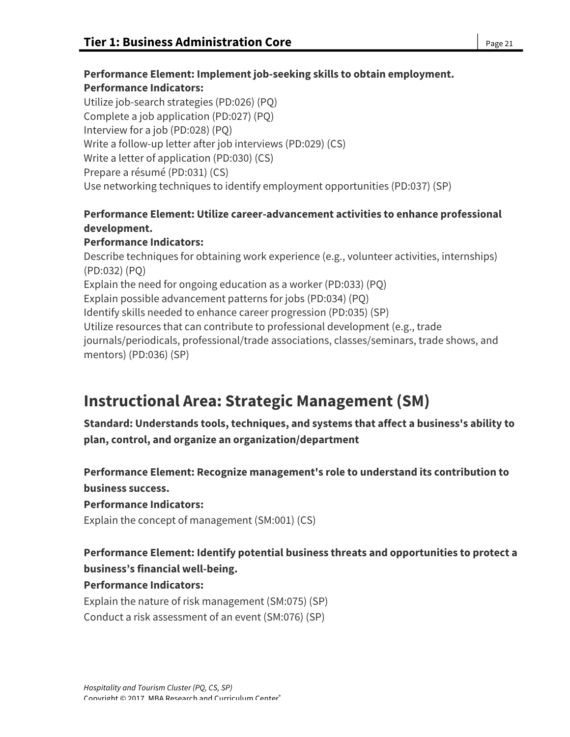**Performance Element: Implement job-seeking skills to obtain employment.**
**Performance Indicators:**
Utilize job-search strategies (PD:026) (PQ)
Complete a job application (PD:027) (PQ)
Interview for a job (PD:028) (PQ)
Write a follow-up letter after job interviews (PD:029) (CS)
Write a letter of application (PD:030) (CS)
Prepare a résumé (PD:031) (CS)
Use networking techniques to identify employment opportunities (PD:037) (SP)

**Performance Element: Utilize career-advancement activities to enhance professional development.**
**Performance Indicators:**
Describe techniques for obtaining work experience (e.g., volunteer activities, internships) (PD:032) (PQ)
Explain the need for ongoing education as a worker (PD:033) (PQ)
Explain possible advancement patterns for jobs (PD:034) (PQ)
Identify skills needed to enhance career progression (PD:035) (SP)
Utilize resources that can contribute to professional development (e.g., trade journals/periodicals, professional/trade associations, classes/seminars, trade shows, and mentors) (PD:036) (SP)

## Instructional Area: Strategic Management (SM)

**Standard: Understands tools, techniques, and systems that affect a business's ability to plan, control, and organize an organization/department**

**Performance Element: Recognize management's role to understand its contribution to business success.**
**Performance Indicators:**
Explain the concept of management (SM:001) (CS)

**Performance Element: Identify potential business threats and opportunities to protect a business's financial well-being.**
**Performance Indicators:**
Explain the nature of risk management (SM:075) (SP)
Conduct a risk assessment of an event (SM:076) (SP)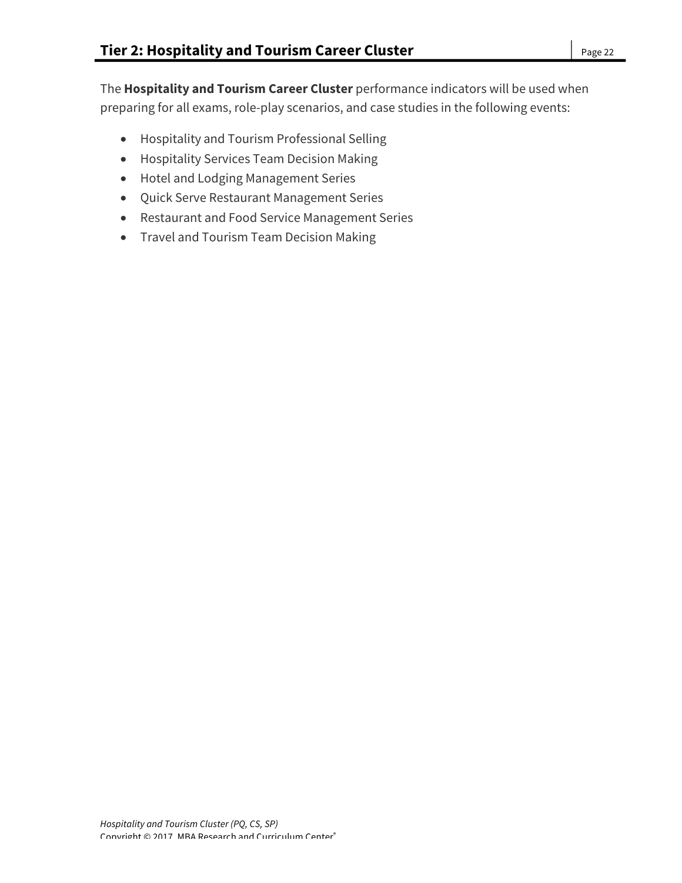## Tier 2: Hospitality and Tourism Career Cluster

The **Hospitality and Tourism Career Cluster** performance indicators will be used when preparing for all exams, role-play scenarios, and case studies in the following events:

- Hospitality and Tourism Professional Selling
- Hospitality Services Team Decision Making
- Hotel and Lodging Management Series
- Quick Serve Restaurant Management Series
- Restaurant and Food Service Management Series
- Travel and Tourism Team Decision Making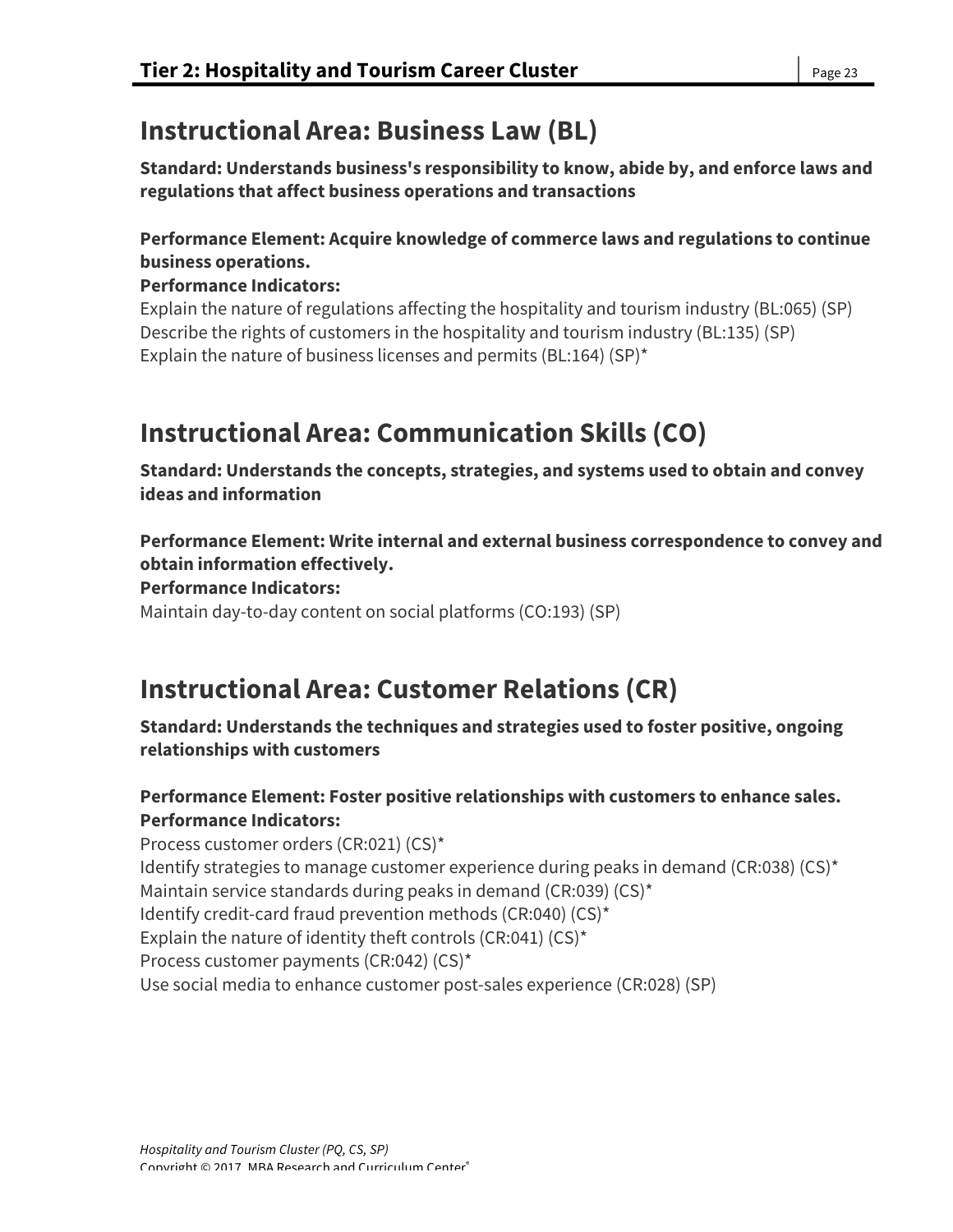## Instructional Area: Business Law (BL)

**Standard: Understands business's responsibility to know, abide by, and enforce laws and regulations that affect business operations and transactions**

**Performance Element: Acquire knowledge of commerce laws and regulations to continue business operations.**
**Performance Indicators:**
Explain the nature of regulations affecting the hospitality and tourism industry (BL:065) (SP)
Describe the rights of customers in the hospitality and tourism industry (BL:135) (SP)
Explain the nature of business licenses and permits (BL:164) (SP)*

## Instructional Area: Communication Skills (CO)

**Standard: Understands the concepts, strategies, and systems used to obtain and convey ideas and information**

**Performance Element: Write internal and external business correspondence to convey and obtain information effectively.**
**Performance Indicators:**
Maintain day-to-day content on social platforms (CO:193) (SP)

## Instructional Area: Customer Relations (CR)

**Standard: Understands the techniques and strategies used to foster positive, ongoing relationships with customers**

**Performance Element: Foster positive relationships with customers to enhance sales.**
**Performance Indicators:**
Process customer orders (CR:021) (CS)*
Identify strategies to manage customer experience during peaks in demand (CR:038) (CS)*
Maintain service standards during peaks in demand (CR:039) (CS)*
Identify credit-card fraud prevention methods (CR:040) (CS)*
Explain the nature of identity theft controls (CR:041) (CS)*
Process customer payments (CR:042) (CS)*
Use social media to enhance customer post-sales experience (CR:028) (SP)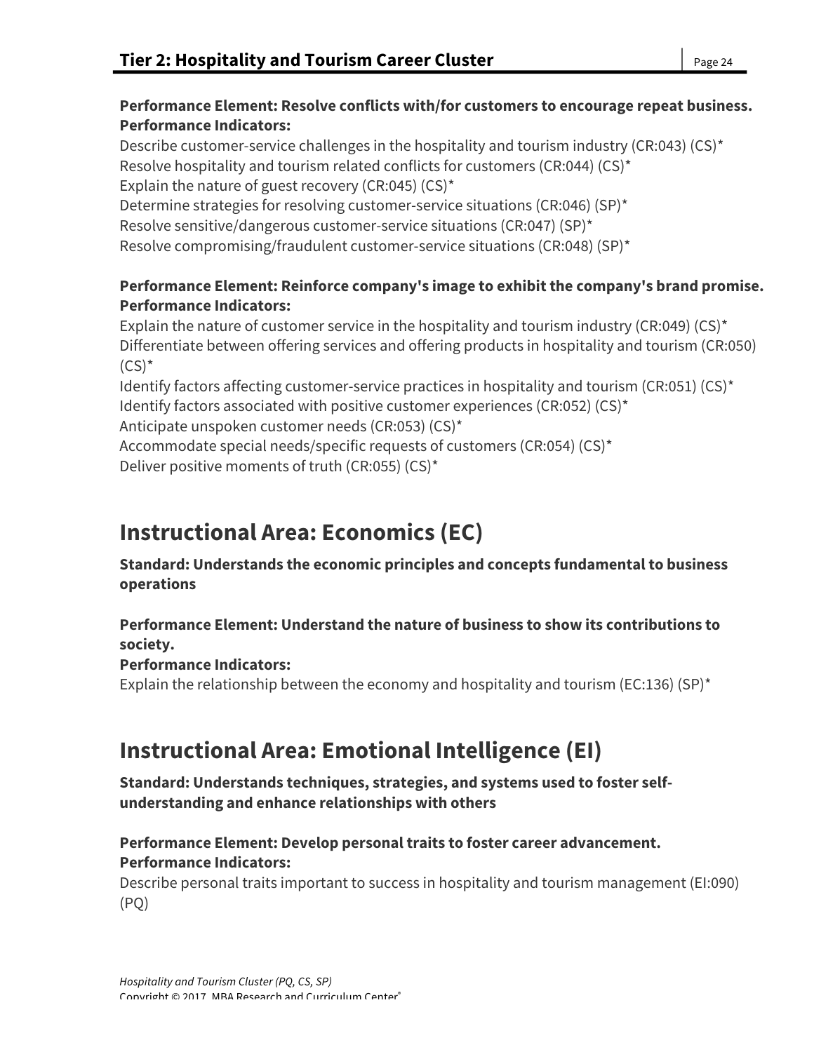**Performance Element: Resolve conflicts with/for customers to encourage repeat business.**
**Performance Indicators:**

Describe customer-service challenges in the hospitality and tourism industry (CR:043) (CS)*
Resolve hospitality and tourism related conflicts for customers (CR:044) (CS)*
Explain the nature of guest recovery (CR:045) (CS)*
Determine strategies for resolving customer-service situations (CR:046) (SP)*
Resolve sensitive/dangerous customer-service situations (CR:047) (SP)*
Resolve compromising/fraudulent customer-service situations (CR:048) (SP)*

**Performance Element: Reinforce company's image to exhibit the company's brand promise.**
**Performance Indicators:**

Explain the nature of customer service in the hospitality and tourism industry (CR:049) (CS)*
Differentiate between offering services and offering products in hospitality and tourism (CR:050) (CS)*
Identify factors affecting customer-service practices in hospitality and tourism (CR:051) (CS)*
Identify factors associated with positive customer experiences (CR:052) (CS)*
Anticipate unspoken customer needs (CR:053) (CS)*
Accommodate special needs/specific requests of customers (CR:054) (CS)*
Deliver positive moments of truth (CR:055) (CS)*

## Instructional Area: Economics (EC)

**Standard: Understands the economic principles and concepts fundamental to business operations**

**Performance Element: Understand the nature of business to show its contributions to society.**
**Performance Indicators:**

Explain the relationship between the economy and hospitality and tourism (EC:136) (SP)*

## Instructional Area: Emotional Intelligence (EI)

**Standard: Understands techniques, strategies, and systems used to foster self-understanding and enhance relationships with others**

**Performance Element: Develop personal traits to foster career advancement.**
**Performance Indicators:**

Describe personal traits important to success in hospitality and tourism management (EI:090) (PQ)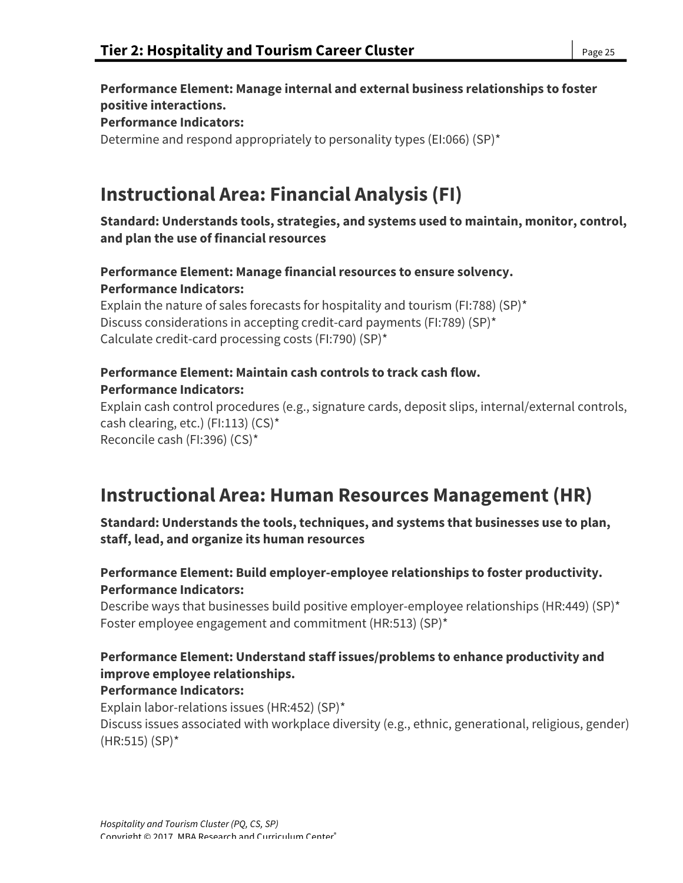**Performance Element: Manage internal and external business relationships to foster positive interactions.**
**Performance Indicators:**
Determine and respond appropriately to personality types (EI:066) (SP)*

## Instructional Area: Financial Analysis (FI)

**Standard: Understands tools, strategies, and systems used to maintain, monitor, control, and plan the use of financial resources**

**Performance Element: Manage financial resources to ensure solvency.**
**Performance Indicators:**
Explain the nature of sales forecasts for hospitality and tourism (FI:788) (SP)*
Discuss considerations in accepting credit-card payments (FI:789) (SP)*
Calculate credit-card processing costs (FI:790) (SP)*

**Performance Element: Maintain cash controls to track cash flow.**
**Performance Indicators:**
Explain cash control procedures (e.g., signature cards, deposit slips, internal/external controls, cash clearing, etc.) (FI:113) (CS)*
Reconcile cash (FI:396) (CS)*

## Instructional Area: Human Resources Management (HR)

**Standard: Understands the tools, techniques, and systems that businesses use to plan, staff, lead, and organize its human resources**

**Performance Element: Build employer-employee relationships to foster productivity.**
**Performance Indicators:**
Describe ways that businesses build positive employer-employee relationships (HR:449) (SP)*
Foster employee engagement and commitment (HR:513) (SP)*

**Performance Element: Understand staff issues/problems to enhance productivity and improve employee relationships.**
**Performance Indicators:**
Explain labor-relations issues (HR:452) (SP)*
Discuss issues associated with workplace diversity (e.g., ethnic, generational, religious, gender) (HR:515) (SP)*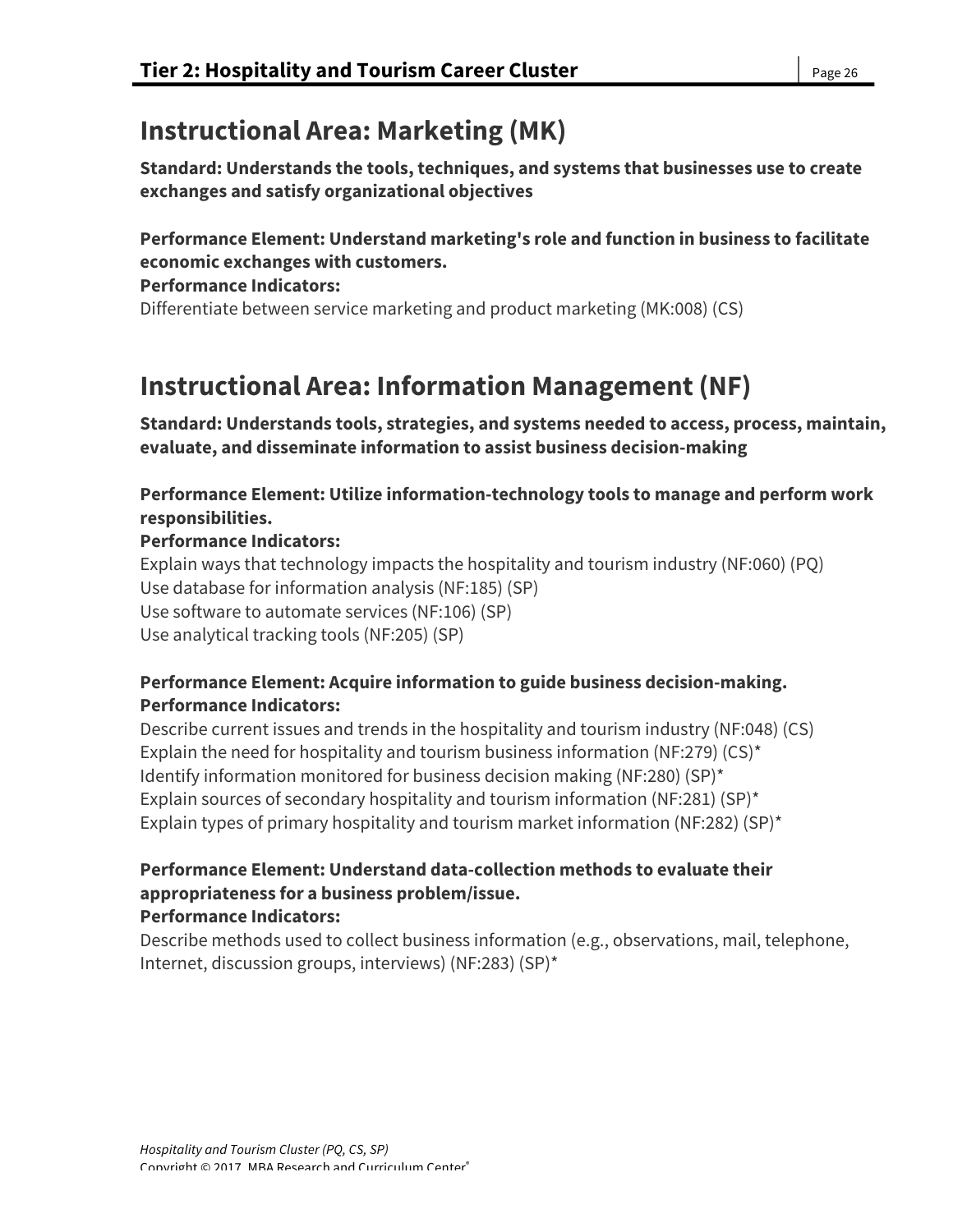## Instructional Area: Marketing (MK)

**Standard: Understands the tools, techniques, and systems that businesses use to create exchanges and satisfy organizational objectives**

**Performance Element: Understand marketing's role and function in business to facilitate economic exchanges with customers.**
**Performance Indicators:**
Differentiate between service marketing and product marketing (MK:008) (CS)

## Instructional Area: Information Management (NF)

**Standard: Understands tools, strategies, and systems needed to access, process, maintain, evaluate, and disseminate information to assist business decision-making**

**Performance Element: Utilize information-technology tools to manage and perform work responsibilities.**
**Performance Indicators:**
Explain ways that technology impacts the hospitality and tourism industry (NF:060) (PQ)
Use database for information analysis (NF:185) (SP)
Use software to automate services (NF:106) (SP)
Use analytical tracking tools (NF:205) (SP)

**Performance Element: Acquire information to guide business decision-making.**
**Performance Indicators:**
Describe current issues and trends in the hospitality and tourism industry (NF:048) (CS)
Explain the need for hospitality and tourism business information (NF:279) (CS)*
Identify information monitored for business decision making (NF:280) (SP)*
Explain sources of secondary hospitality and tourism information (NF:281) (SP)*
Explain types of primary hospitality and tourism market information (NF:282) (SP)*

**Performance Element: Understand data-collection methods to evaluate their appropriateness for a business problem/issue.**
**Performance Indicators:**
Describe methods used to collect business information (e.g., observations, mail, telephone, Internet, discussion groups, interviews) (NF:283) (SP)*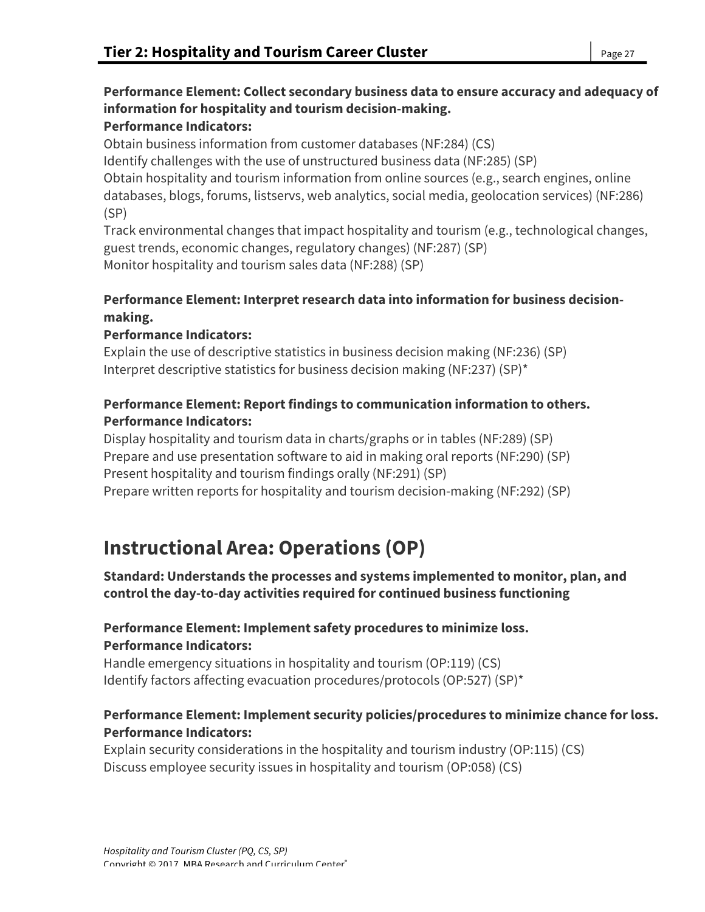**Performance Element: Collect secondary business data to ensure accuracy and adequacy of information for hospitality and tourism decision-making.**
**Performance Indicators:**

Obtain business information from customer databases (NF:284) (CS)
Identify challenges with the use of unstructured business data (NF:285) (SP)
Obtain hospitality and tourism information from online sources (e.g., search engines, online databases, blogs, forums, listservs, web analytics, social media, geolocation services) (NF:286) (SP)
Track environmental changes that impact hospitality and tourism (e.g., technological changes, guest trends, economic changes, regulatory changes) (NF:287) (SP)
Monitor hospitality and tourism sales data (NF:288) (SP)

**Performance Element: Interpret research data into information for business decision-making.**
**Performance Indicators:**

Explain the use of descriptive statistics in business decision making (NF:236) (SP)
Interpret descriptive statistics for business decision making (NF:237) (SP)*

**Performance Element: Report findings to communication information to others.**
**Performance Indicators:**

Display hospitality and tourism data in charts/graphs or in tables (NF:289) (SP)
Prepare and use presentation software to aid in making oral reports (NF:290) (SP)
Present hospitality and tourism findings orally (NF:291) (SP)
Prepare written reports for hospitality and tourism decision-making (NF:292) (SP)

## Instructional Area: Operations (OP)

**Standard: Understands the processes and systems implemented to monitor, plan, and control the day-to-day activities required for continued business functioning**

**Performance Element: Implement safety procedures to minimize loss.**
**Performance Indicators:**

Handle emergency situations in hospitality and tourism (OP:119) (CS)
Identify factors affecting evacuation procedures/protocols (OP:527) (SP)*

**Performance Element: Implement security policies/procedures to minimize chance for loss.**
**Performance Indicators:**

Explain security considerations in the hospitality and tourism industry (OP:115) (CS)
Discuss employee security issues in hospitality and tourism (OP:058) (CS)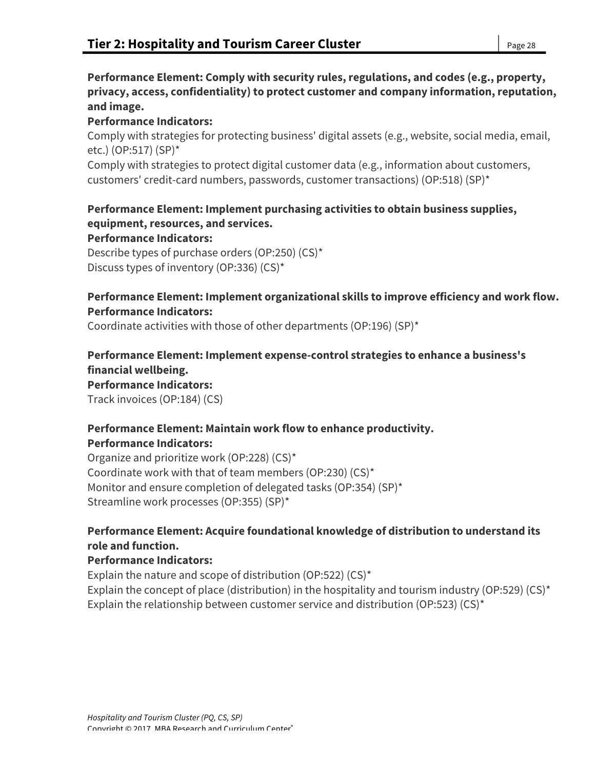**Performance Element: Comply with security rules, regulations, and codes (e.g., property, privacy, access, confidentiality) to protect customer and company information, reputation, and image.**

**Performance Indicators:**

Comply with strategies for protecting business' digital assets (e.g., website, social media, email, etc.) (OP:517) (SP)*

Comply with strategies to protect digital customer data (e.g., information about customers, customers' credit-card numbers, passwords, customer transactions) (OP:518) (SP)*

**Performance Element: Implement purchasing activities to obtain business supplies, equipment, resources, and services.**

**Performance Indicators:**

Describe types of purchase orders (OP:250) (CS)*

Discuss types of inventory (OP:336) (CS)*

**Performance Element: Implement organizational skills to improve efficiency and work flow.**

**Performance Indicators:**

Coordinate activities with those of other departments (OP:196) (SP)*

**Performance Element: Implement expense-control strategies to enhance a business's financial wellbeing.**

**Performance Indicators:**

Track invoices (OP:184) (CS)

**Performance Element: Maintain work flow to enhance productivity.**

**Performance Indicators:**

Organize and prioritize work (OP:228) (CS)*

Coordinate work with that of team members (OP:230) (CS)*

Monitor and ensure completion of delegated tasks (OP:354) (SP)*

Streamline work processes (OP:355) (SP)*

**Performance Element: Acquire foundational knowledge of distribution to understand its role and function.**

**Performance Indicators:**

Explain the nature and scope of distribution (OP:522) (CS)*

Explain the concept of place (distribution) in the hospitality and tourism industry (OP:529) (CS)*

Explain the relationship between customer service and distribution (OP:523) (CS)*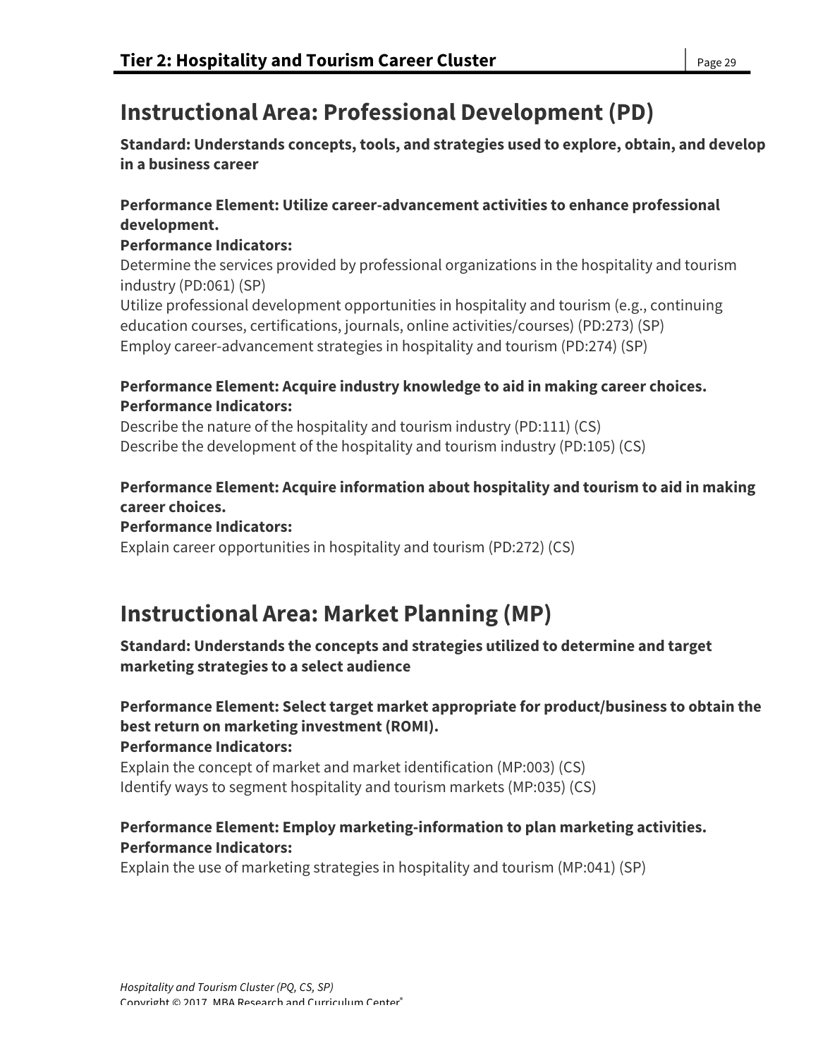## Instructional Area: Professional Development (PD)

**Standard: Understands concepts, tools, and strategies used to explore, obtain, and develop in a business career**

**Performance Element: Utilize career-advancement activities to enhance professional development.**
**Performance Indicators:**
Determine the services provided by professional organizations in the hospitality and tourism industry (PD:061) (SP)
Utilize professional development opportunities in hospitality and tourism (e.g., continuing education courses, certifications, journals, online activities/courses) (PD:273) (SP)
Employ career-advancement strategies in hospitality and tourism (PD:274) (SP)

**Performance Element: Acquire industry knowledge to aid in making career choices.**
**Performance Indicators:**
Describe the nature of the hospitality and tourism industry (PD:111) (CS)
Describe the development of the hospitality and tourism industry (PD:105) (CS)

**Performance Element: Acquire information about hospitality and tourism to aid in making career choices.**
**Performance Indicators:**
Explain career opportunities in hospitality and tourism (PD:272) (CS)

## Instructional Area: Market Planning (MP)

**Standard: Understands the concepts and strategies utilized to determine and target marketing strategies to a select audience**

**Performance Element: Select target market appropriate for product/business to obtain the best return on marketing investment (ROMI).**
**Performance Indicators:**
Explain the concept of market and market identification (MP:003) (CS)
Identify ways to segment hospitality and tourism markets (MP:035) (CS)

**Performance Element: Employ marketing-information to plan marketing activities.**
**Performance Indicators:**
Explain the use of marketing strategies in hospitality and tourism (MP:041) (SP)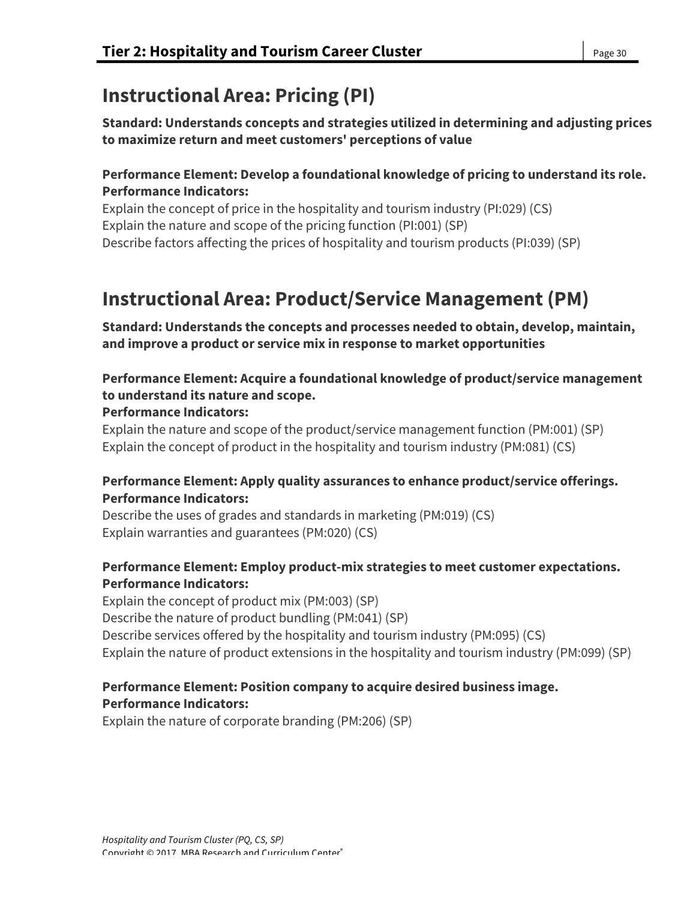## Instructional Area: Pricing (PI)

**Standard: Understands concepts and strategies utilized in determining and adjusting prices to maximize return and meet customers' perceptions of value**

**Performance Element: Develop a foundational knowledge of pricing to understand its role.**
**Performance Indicators:**
Explain the concept of price in the hospitality and tourism industry (PI:029) (CS)
Explain the nature and scope of the pricing function (PI:001) (SP)
Describe factors affecting the prices of hospitality and tourism products (PI:039) (SP)

## Instructional Area: Product/Service Management (PM)

**Standard: Understands the concepts and processes needed to obtain, develop, maintain, and improve a product or service mix in response to market opportunities**

**Performance Element: Acquire a foundational knowledge of product/service management to understand its nature and scope.**
**Performance Indicators:**
Explain the nature and scope of the product/service management function (PM:001) (SP)
Explain the concept of product in the hospitality and tourism industry (PM:081) (CS)

**Performance Element: Apply quality assurances to enhance product/service offerings.**
**Performance Indicators:**
Describe the uses of grades and standards in marketing (PM:019) (CS)
Explain warranties and guarantees (PM:020) (CS)

**Performance Element: Employ product-mix strategies to meet customer expectations.**
**Performance Indicators:**
Explain the concept of product mix (PM:003) (SP)
Describe the nature of product bundling (PM:041) (SP)
Describe services offered by the hospitality and tourism industry (PM:095) (CS)
Explain the nature of product extensions in the hospitality and tourism industry (PM:099) (SP)

**Performance Element: Position company to acquire desired business image.**
**Performance Indicators:**
Explain the nature of corporate branding (PM:206) (SP)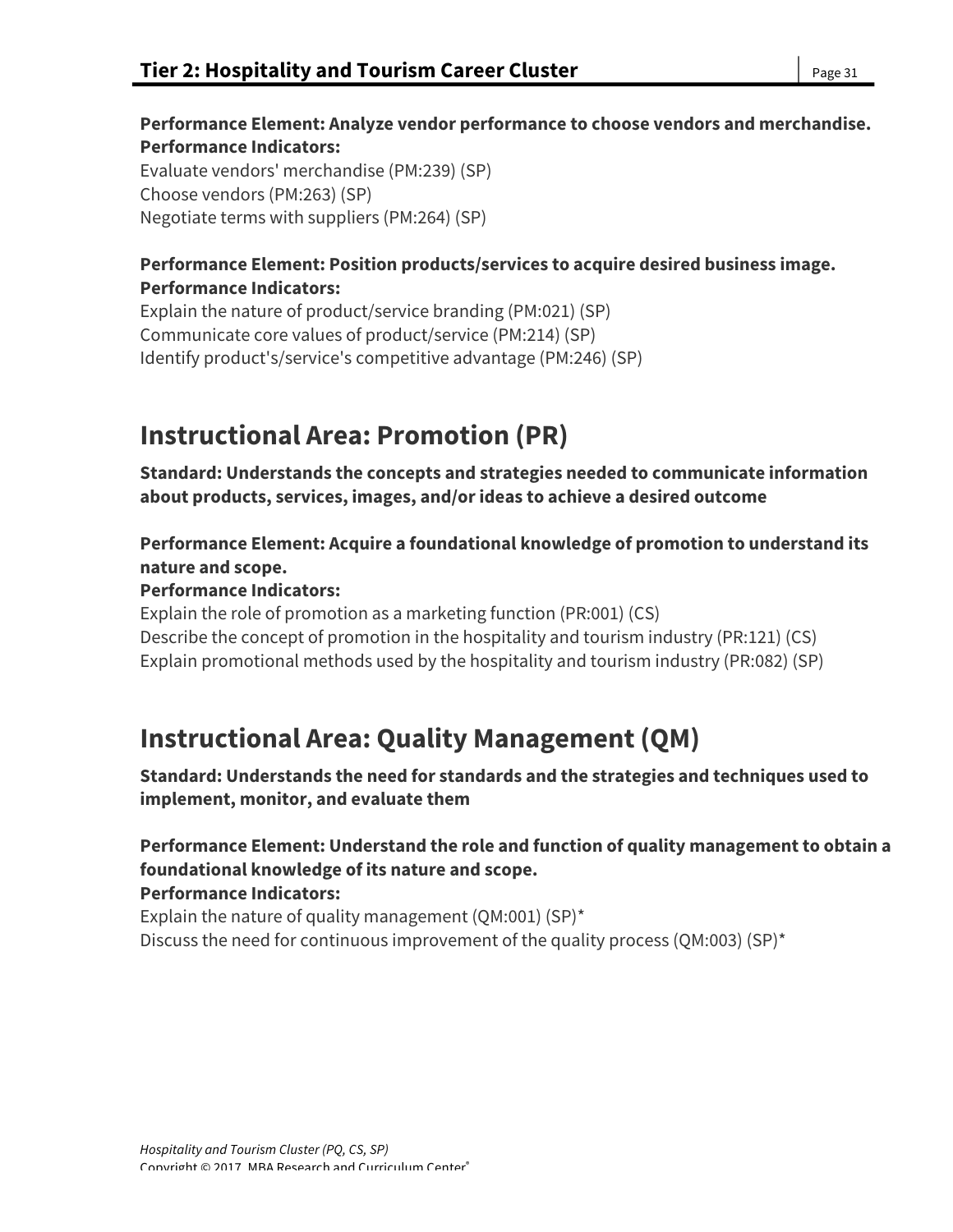**Performance Element: Analyze vendor performance to choose vendors and merchandise.**
**Performance Indicators:**
Evaluate vendors' merchandise (PM:239) (SP)
Choose vendors (PM:263) (SP)
Negotiate terms with suppliers (PM:264) (SP)

**Performance Element: Position products/services to acquire desired business image.**
**Performance Indicators:**
Explain the nature of product/service branding (PM:021) (SP)
Communicate core values of product/service (PM:214) (SP)
Identify product's/service's competitive advantage (PM:246) (SP)

## Instructional Area: Promotion (PR)

**Standard: Understands the concepts and strategies needed to communicate information about products, services, images, and/or ideas to achieve a desired outcome**

**Performance Element: Acquire a foundational knowledge of promotion to understand its nature and scope.**
**Performance Indicators:**
Explain the role of promotion as a marketing function (PR:001) (CS)
Describe the concept of promotion in the hospitality and tourism industry (PR:121) (CS)
Explain promotional methods used by the hospitality and tourism industry (PR:082) (SP)

## Instructional Area: Quality Management (QM)

**Standard: Understands the need for standards and the strategies and techniques used to implement, monitor, and evaluate them**

**Performance Element: Understand the role and function of quality management to obtain a foundational knowledge of its nature and scope.**
**Performance Indicators:**
Explain the nature of quality management (QM:001) (SP)*
Discuss the need for continuous improvement of the quality process (QM:003) (SP)*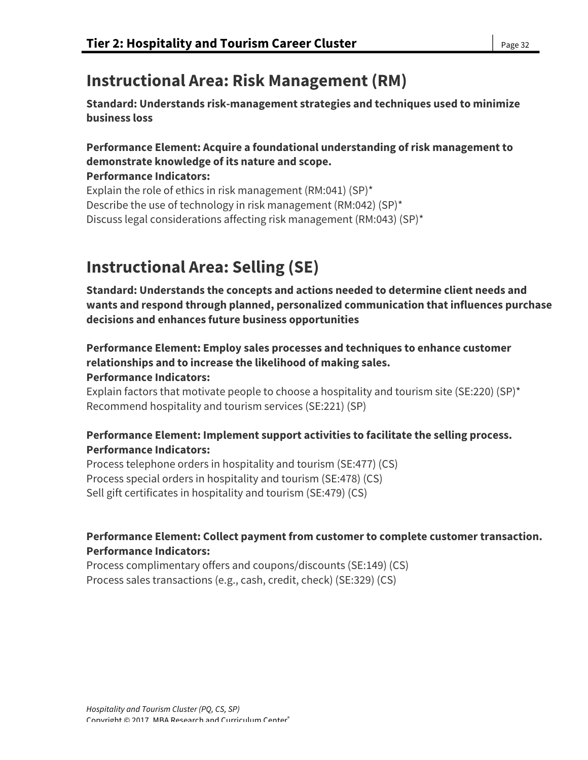## Instructional Area: Risk Management (RM)

**Standard: Understands risk-management strategies and techniques used to minimize business loss**

**Performance Element: Acquire a foundational understanding of risk management to demonstrate knowledge of its nature and scope.**
**Performance Indicators:**
Explain the role of ethics in risk management (RM:041) (SP)*
Describe the use of technology in risk management (RM:042) (SP)*
Discuss legal considerations affecting risk management (RM:043) (SP)*

## Instructional Area: Selling (SE)

**Standard: Understands the concepts and actions needed to determine client needs and wants and respond through planned, personalized communication that influences purchase decisions and enhances future business opportunities**

**Performance Element: Employ sales processes and techniques to enhance customer relationships and to increase the likelihood of making sales.**
**Performance Indicators:**
Explain factors that motivate people to choose a hospitality and tourism site (SE:220) (SP)*
Recommend hospitality and tourism services (SE:221) (SP)

**Performance Element: Implement support activities to facilitate the selling process.**
**Performance Indicators:**
Process telephone orders in hospitality and tourism (SE:477) (CS)
Process special orders in hospitality and tourism (SE:478) (CS)
Sell gift certificates in hospitality and tourism (SE:479) (CS)

**Performance Element: Collect payment from customer to complete customer transaction.**
**Performance Indicators:**
Process complimentary offers and coupons/discounts (SE:149) (CS)
Process sales transactions (e.g., cash, credit, check) (SE:329) (CS)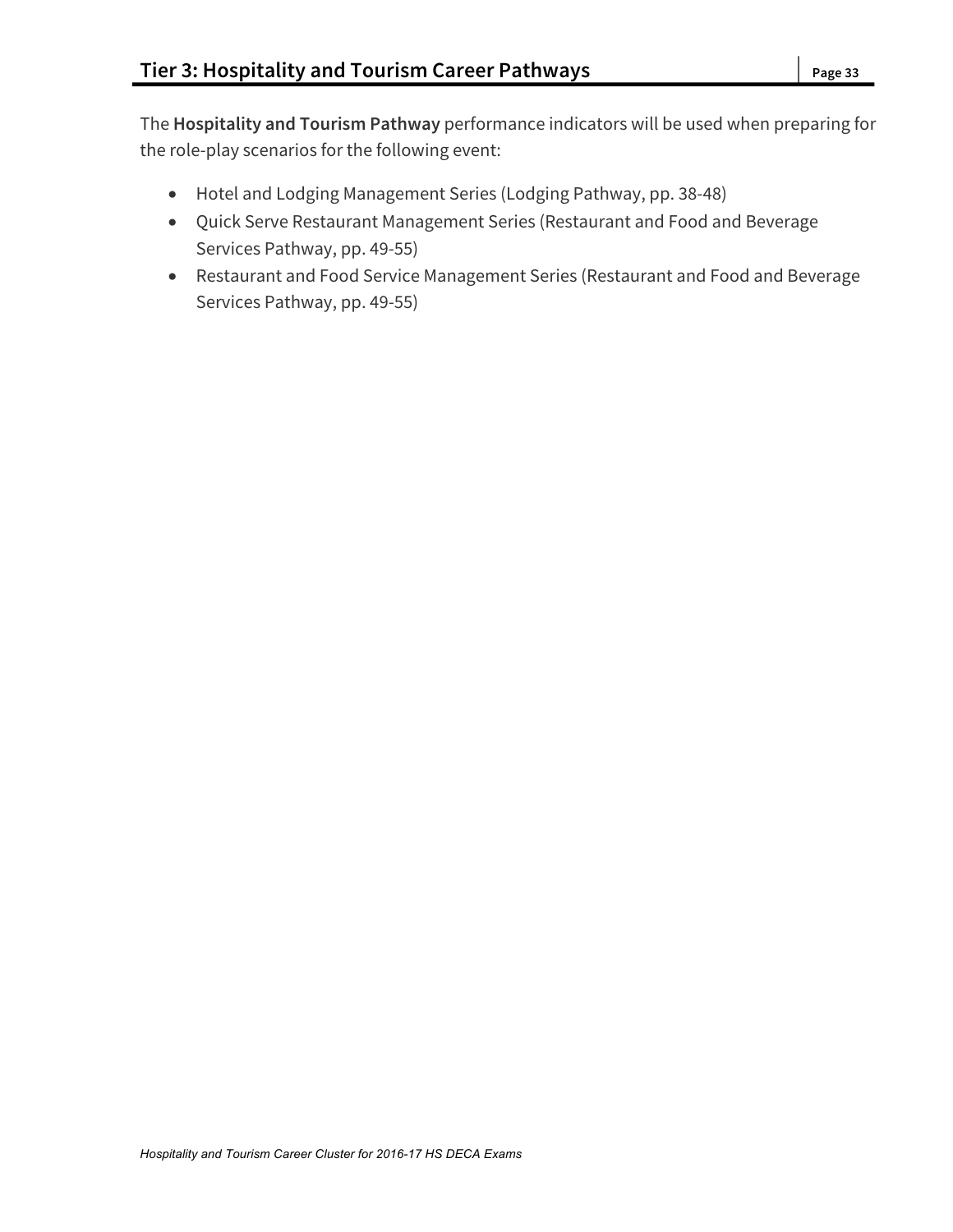# Tier 3: Hospitality and Tourism Career Pathways

The **Hospitality and Tourism Pathway** performance indicators will be used when preparing for the role-play scenarios for the following event:

- Hotel and Lodging Management Series (Lodging Pathway, pp. 38-48)
- Quick Serve Restaurant Management Series (Restaurant and Food and Beverage Services Pathway, pp. 49-55)
- Restaurant and Food Service Management Series (Restaurant and Food and Beverage Services Pathway, pp. 49-55)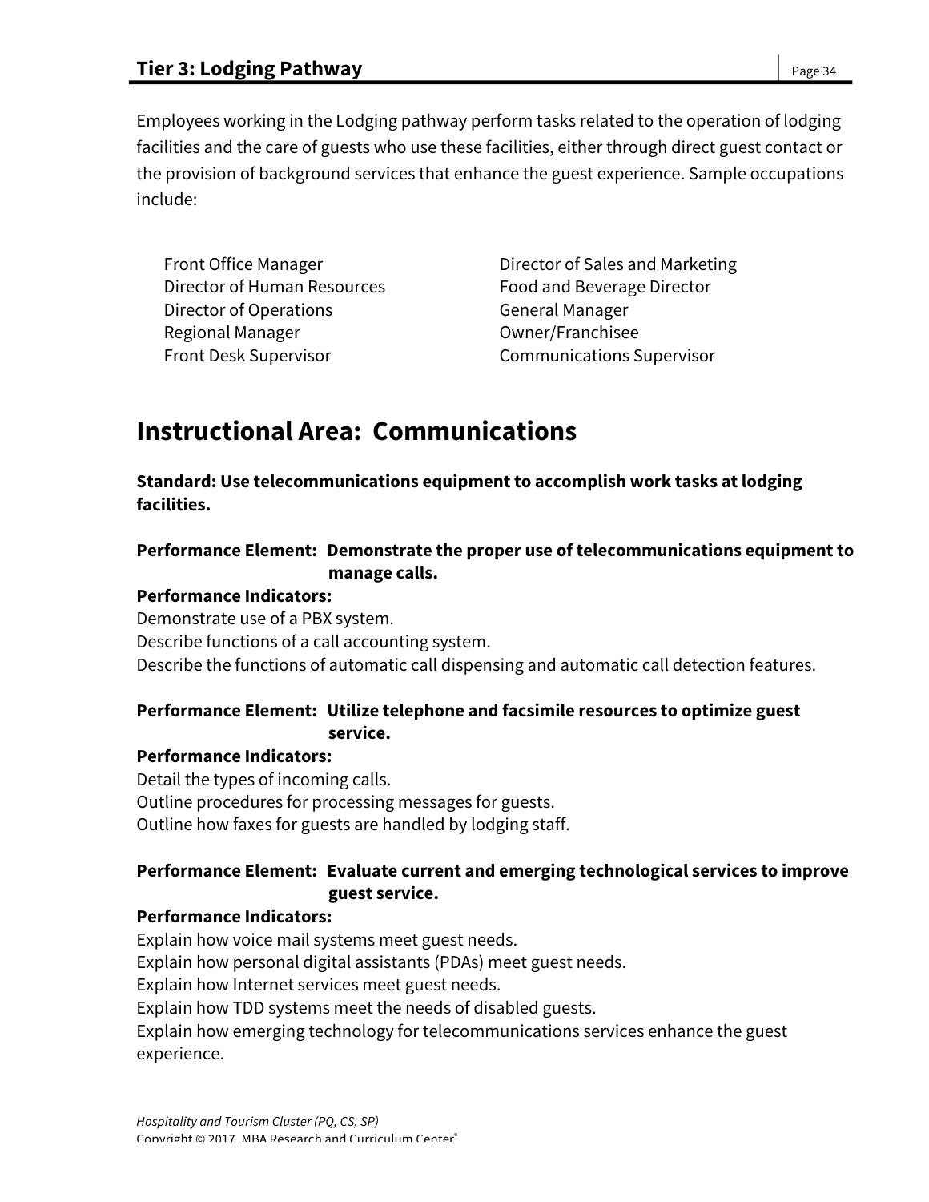## Tier 3: Lodging Pathway

Employees working in the Lodging pathway perform tasks related to the operation of lodging facilities and the care of guests who use these facilities, either through direct guest contact or the provision of background services that enhance the guest experience. Sample occupations include:

- Front Office Manager
- Director of Human Resources
- Director of Operations
- Regional Manager
- Front Desk Supervisor
- Director of Sales and Marketing
- Food and Beverage Director
- General Manager
- Owner/Franchisee
- Communications Supervisor

# Instructional Area: Communications

**Standard: Use telecommunications equipment to accomplish work tasks at lodging facilities.**

**Performance Element: Demonstrate the proper use of telecommunications equipment to manage calls.**

**Performance Indicators:**

Demonstrate use of a PBX system.
Describe functions of a call accounting system.
Describe the functions of automatic call dispensing and automatic call detection features.

**Performance Element: Utilize telephone and facsimile resources to optimize guest service.**

**Performance Indicators:**

Detail the types of incoming calls.
Outline procedures for processing messages for guests.
Outline how faxes for guests are handled by lodging staff.

**Performance Element: Evaluate current and emerging technological services to improve guest service.**

**Performance Indicators:**

Explain how voice mail systems meet guest needs.
Explain how personal digital assistants (PDAs) meet guest needs.
Explain how Internet services meet guest needs.
Explain how TDD systems meet the needs of disabled guests.
Explain how emerging technology for telecommunications services enhance the guest experience.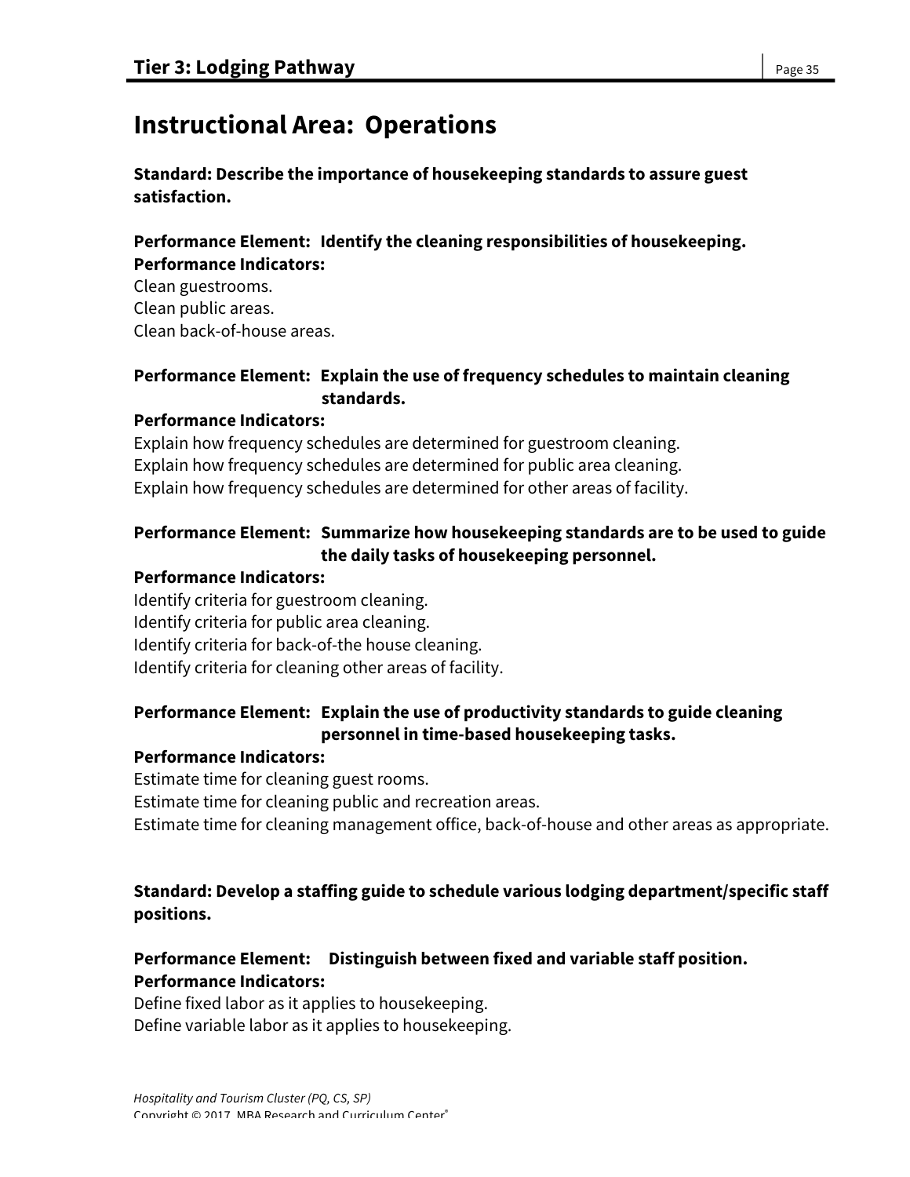## Instructional Area: Operations

**Standard: Describe the importance of housekeeping standards to assure guest satisfaction.**

**Performance Element: Identify the cleaning responsibilities of housekeeping.**
**Performance Indicators:**
Clean guestrooms.
Clean public areas.
Clean back-of-house areas.

**Performance Element: Explain the use of frequency schedules to maintain cleaning standards.**
**Performance Indicators:**
Explain how frequency schedules are determined for guestroom cleaning.
Explain how frequency schedules are determined for public area cleaning.
Explain how frequency schedules are determined for other areas of facility.

**Performance Element: Summarize how housekeeping standards are to be used to guide the daily tasks of housekeeping personnel.**
**Performance Indicators:**
Identify criteria for guestroom cleaning.
Identify criteria for public area cleaning.
Identify criteria for back-of-the house cleaning.
Identify criteria for cleaning other areas of facility.

**Performance Element: Explain the use of productivity standards to guide cleaning personnel in time-based housekeeping tasks.**
**Performance Indicators:**
Estimate time for cleaning guest rooms.
Estimate time for cleaning public and recreation areas.
Estimate time for cleaning management office, back-of-house and other areas as appropriate.

**Standard: Develop a staffing guide to schedule various lodging department/specific staff positions.**

**Performance Element: Distinguish between fixed and variable staff position.**
**Performance Indicators:**
Define fixed labor as it applies to housekeeping.
Define variable labor as it applies to housekeeping.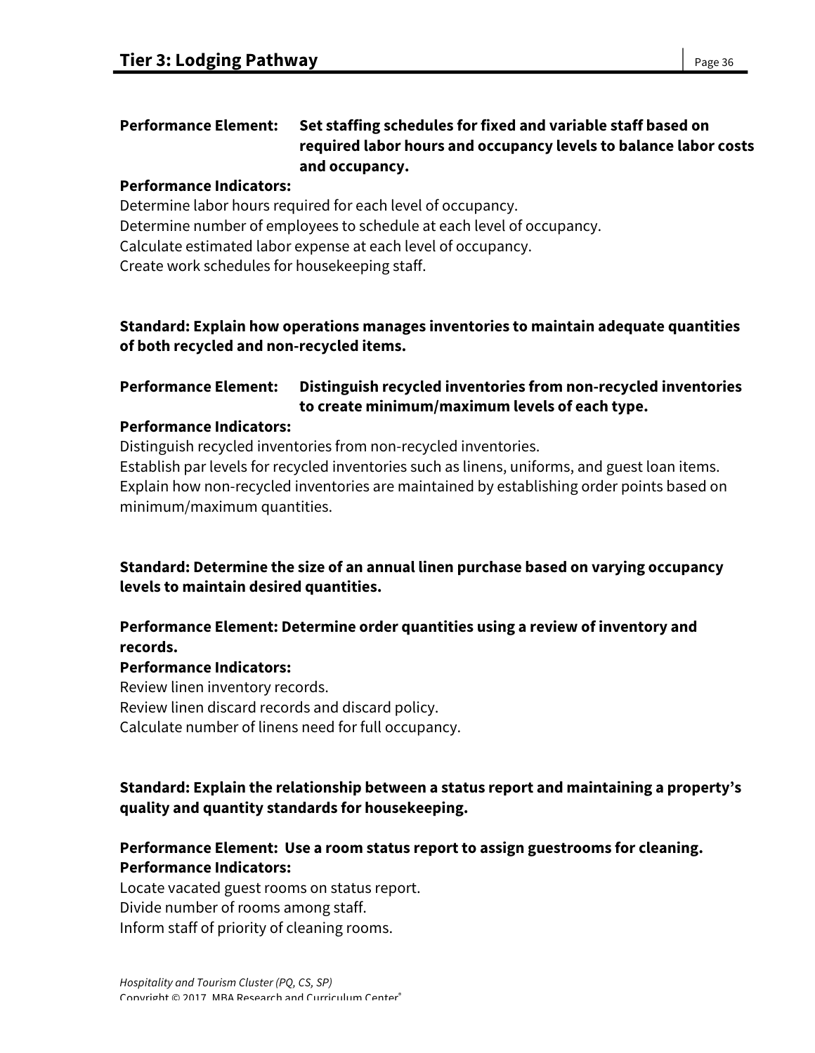**Performance Element:** **Set staffing schedules for fixed and variable staff based on required labor hours and occupancy levels to balance labor costs and occupancy.**

**Performance Indicators:**

Determine labor hours required for each level of occupancy.
Determine number of employees to schedule at each level of occupancy.
Calculate estimated labor expense at each level of occupancy.
Create work schedules for housekeeping staff.

**Standard: Explain how operations manages inventories to maintain adequate quantities of both recycled and non-recycled items.**

**Performance Element:** **Distinguish recycled inventories from non-recycled inventories to create minimum/maximum levels of each type.**

**Performance Indicators:**

Distinguish recycled inventories from non-recycled inventories.
Establish par levels for recycled inventories such as linens, uniforms, and guest loan items.
Explain how non-recycled inventories are maintained by establishing order points based on minimum/maximum quantities.

**Standard: Determine the size of an annual linen purchase based on varying occupancy levels to maintain desired quantities.**

**Performance Element: Determine order quantities using a review of inventory and records.**

**Performance Indicators:**

Review linen inventory records.
Review linen discard records and discard policy.
Calculate number of linens need for full occupancy.

**Standard: Explain the relationship between a status report and maintaining a property's quality and quantity standards for housekeeping.**

**Performance Element: Use a room status report to assign guestrooms for cleaning.**

**Performance Indicators:**

Locate vacated guest rooms on status report.
Divide number of rooms among staff.
Inform staff of priority of cleaning rooms.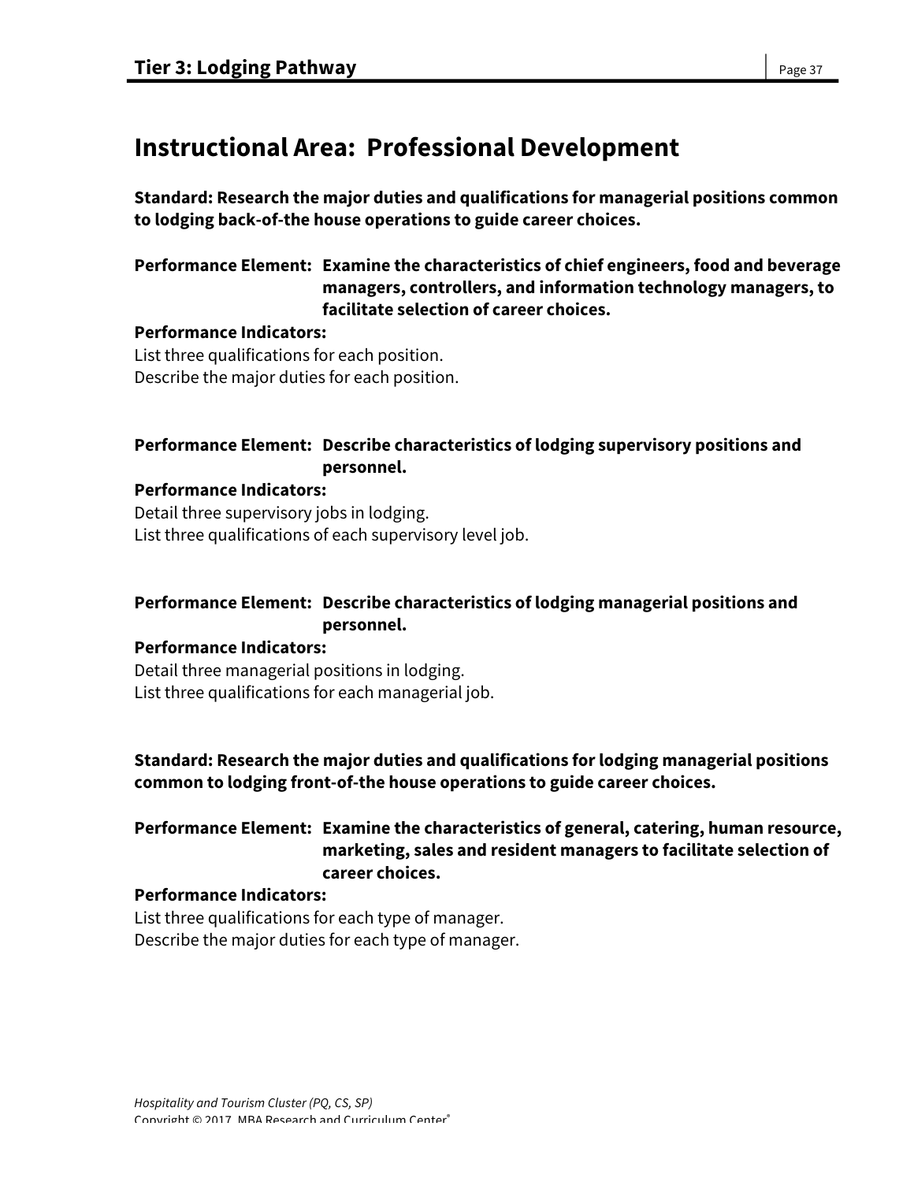## Instructional Area: Professional Development

**Standard: Research the major duties and qualifications for managerial positions common to lodging back-of-the house operations to guide career choices.**

**Performance Element: Examine the characteristics of chief engineers, food and beverage managers, controllers, and information technology managers, to facilitate selection of career choices.**

**Performance Indicators:**

List three qualifications for each position.
Describe the major duties for each position.

**Performance Element: Describe characteristics of lodging supervisory positions and personnel.**

**Performance Indicators:**

Detail three supervisory jobs in lodging.
List three qualifications of each supervisory level job.

**Performance Element: Describe characteristics of lodging managerial positions and personnel.**

**Performance Indicators:**

Detail three managerial positions in lodging.
List three qualifications for each managerial job.

**Standard: Research the major duties and qualifications for lodging managerial positions common to lodging front-of-the house operations to guide career choices.**

**Performance Element: Examine the characteristics of general, catering, human resource, marketing, sales and resident managers to facilitate selection of career choices.**

**Performance Indicators:**

List three qualifications for each type of manager.
Describe the major duties for each type of manager.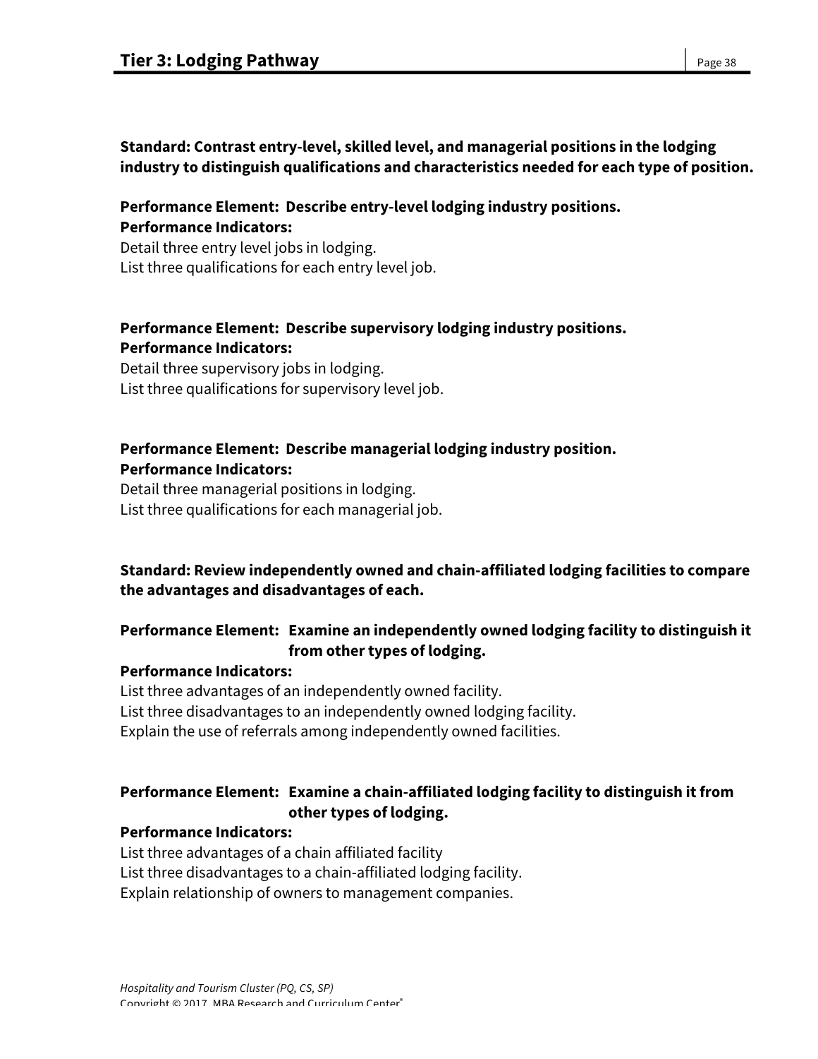**Standard: Contrast entry-level, skilled level, and managerial positions in the lodging industry to distinguish qualifications and characteristics needed for each type of position.**

**Performance Element: Describe entry-level lodging industry positions.**
**Performance Indicators:**
Detail three entry level jobs in lodging.
List three qualifications for each entry level job.

**Performance Element: Describe supervisory lodging industry positions.**
**Performance Indicators:**
Detail three supervisory jobs in lodging.
List three qualifications for supervisory level job.

**Performance Element: Describe managerial lodging industry position.**
**Performance Indicators:**
Detail three managerial positions in lodging.
List three qualifications for each managerial job.

**Standard: Review independently owned and chain-affiliated lodging facilities to compare the advantages and disadvantages of each.**

**Performance Element: Examine an independently owned lodging facility to distinguish it from other types of lodging.**
**Performance Indicators:**
List three advantages of an independently owned facility.
List three disadvantages to an independently owned lodging facility.
Explain the use of referrals among independently owned facilities.

**Performance Element: Examine a chain-affiliated lodging facility to distinguish it from other types of lodging.**
**Performance Indicators:**
List three advantages of a chain affiliated facility
List three disadvantages to a chain-affiliated lodging facility.
Explain relationship of owners to management companies.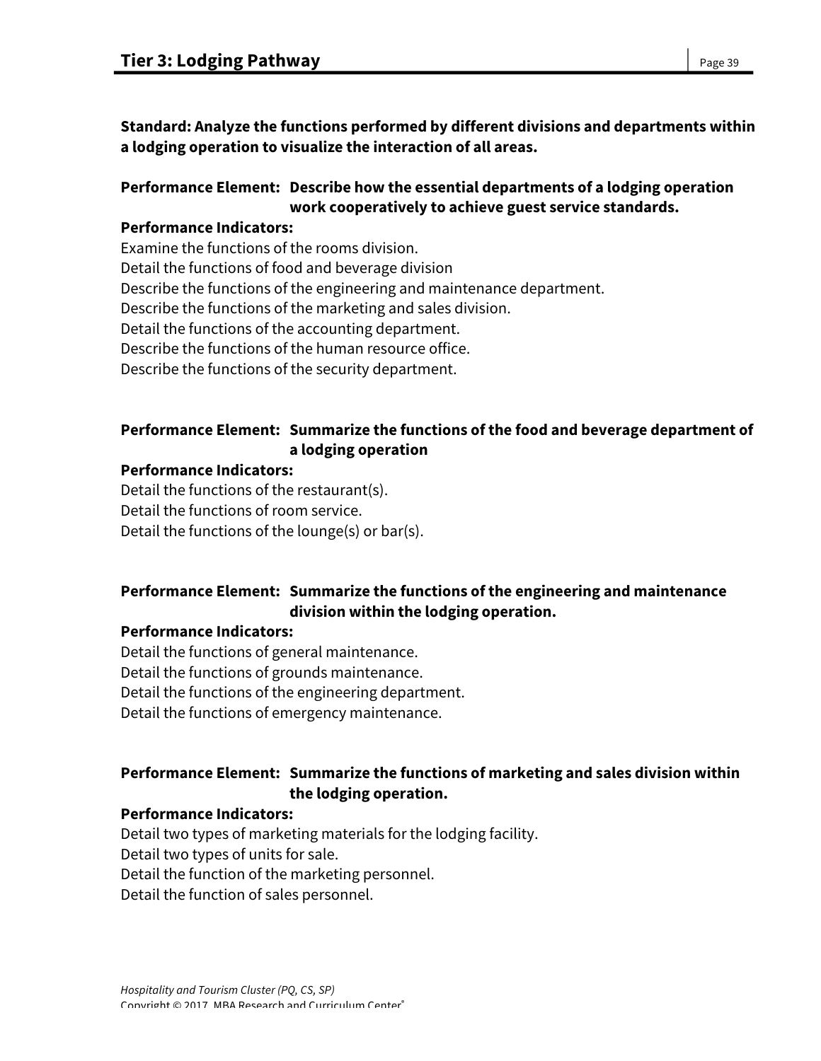**Standard: Analyze the functions performed by different divisions and departments within a lodging operation to visualize the interaction of all areas.**

**Performance Element: Describe how the essential departments of a lodging operation work cooperatively to achieve guest service standards.**

**Performance Indicators:**

Examine the functions of the rooms division.
Detail the functions of food and beverage division
Describe the functions of the engineering and maintenance department.
Describe the functions of the marketing and sales division.
Detail the functions of the accounting department.
Describe the functions of the human resource office.
Describe the functions of the security department.

**Performance Element: Summarize the functions of the food and beverage department of a lodging operation**

**Performance Indicators:**

Detail the functions of the restaurant(s).
Detail the functions of room service.
Detail the functions of the lounge(s) or bar(s).

**Performance Element: Summarize the functions of the engineering and maintenance division within the lodging operation.**

**Performance Indicators:**

Detail the functions of general maintenance.
Detail the functions of grounds maintenance.
Detail the functions of the engineering department.
Detail the functions of emergency maintenance.

**Performance Element: Summarize the functions of marketing and sales division within the lodging operation.**

**Performance Indicators:**

Detail two types of marketing materials for the lodging facility.
Detail two types of units for sale.
Detail the function of the marketing personnel.
Detail the function of sales personnel.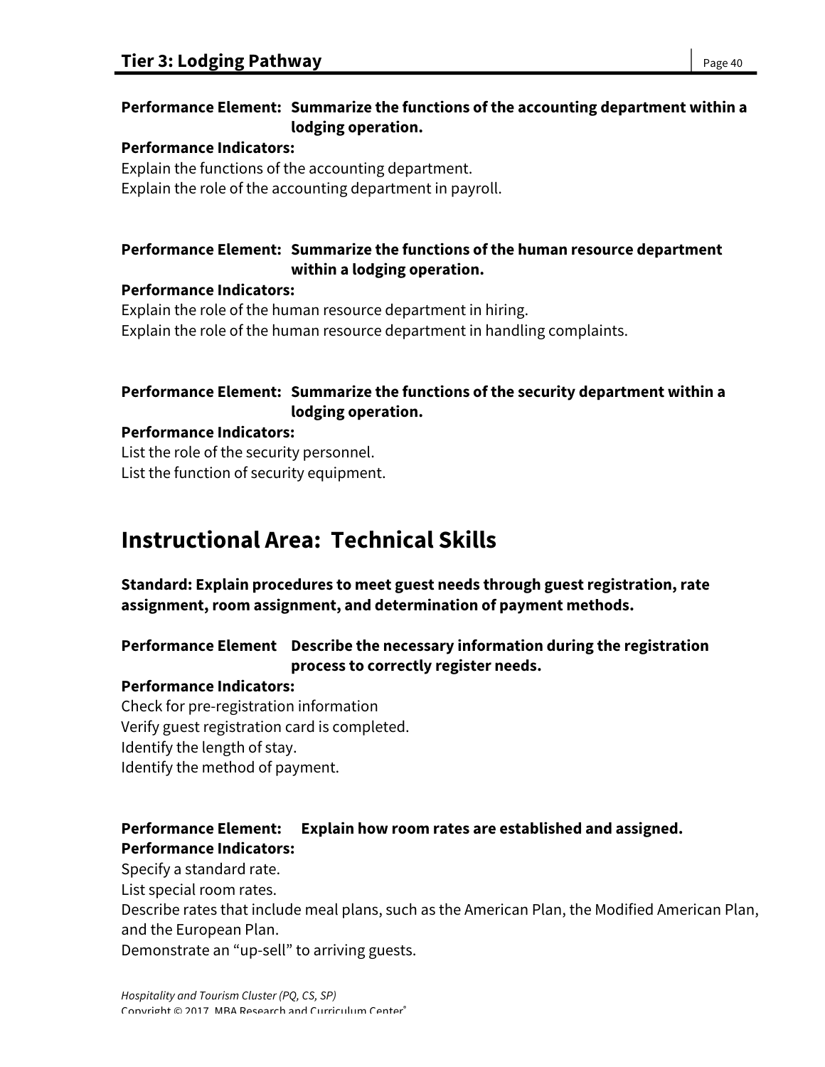**Performance Element: Summarize the functions of the accounting department within a lodging operation.**

**Performance Indicators:**

Explain the functions of the accounting department.
Explain the role of the accounting department in payroll.

**Performance Element: Summarize the functions of the human resource department within a lodging operation.**

**Performance Indicators:**

Explain the role of the human resource department in hiring.
Explain the role of the human resource department in handling complaints.

**Performance Element: Summarize the functions of the security department within a lodging operation.**

**Performance Indicators:**

List the role of the security personnel.
List the function of security equipment.

## Instructional Area: Technical Skills

**Standard: Explain procedures to meet guest needs through guest registration, rate assignment, room assignment, and determination of payment methods.**

**Performance Element Describe the necessary information during the registration process to correctly register needs.**

**Performance Indicators:**

Check for pre-registration information
Verify guest registration card is completed.
Identify the length of stay.
Identify the method of payment.

**Performance Element: Explain how room rates are established and assigned.**

**Performance Indicators:**

Specify a standard rate.
List special room rates.
Describe rates that include meal plans, such as the American Plan, the Modified American Plan, and the European Plan.
Demonstrate an "up-sell" to arriving guests.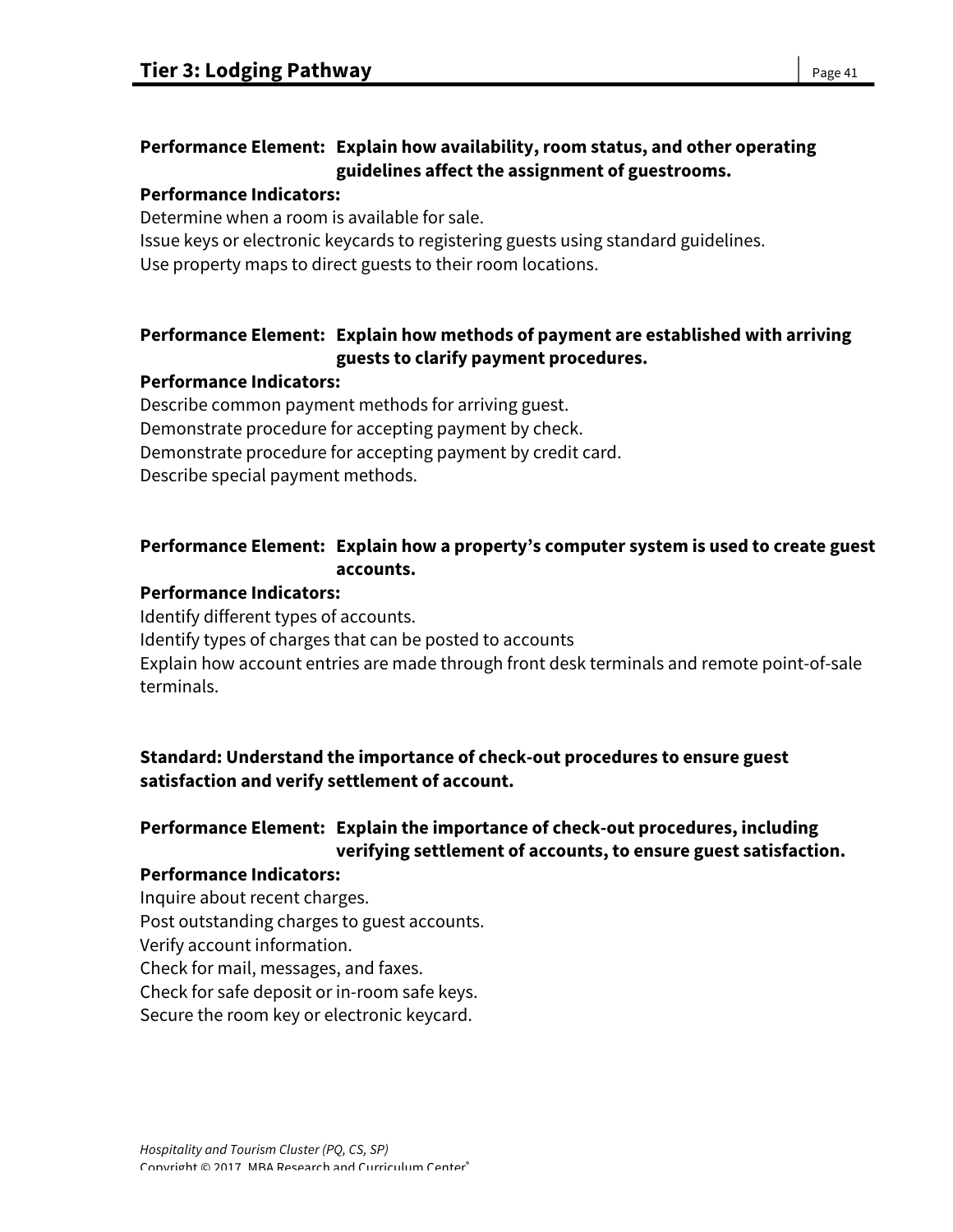**Performance Element: Explain how availability, room status, and other operating guidelines affect the assignment of guestrooms.**

**Performance Indicators:**

Determine when a room is available for sale.
Issue keys or electronic keycards to registering guests using standard guidelines.
Use property maps to direct guests to their room locations.

**Performance Element: Explain how methods of payment are established with arriving guests to clarify payment procedures.**

**Performance Indicators:**

Describe common payment methods for arriving guest.
Demonstrate procedure for accepting payment by check.
Demonstrate procedure for accepting payment by credit card.
Describe special payment methods.

**Performance Element: Explain how a property's computer system is used to create guest accounts.**

**Performance Indicators:**

Identify different types of accounts.
Identify types of charges that can be posted to accounts
Explain how account entries are made through front desk terminals and remote point-of-sale terminals.

**Standard: Understand the importance of check-out procedures to ensure guest satisfaction and verify settlement of account.**

**Performance Element: Explain the importance of check-out procedures, including verifying settlement of accounts, to ensure guest satisfaction.**

**Performance Indicators:**

Inquire about recent charges.
Post outstanding charges to guest accounts.
Verify account information.
Check for mail, messages, and faxes.
Check for safe deposit or in-room safe keys.
Secure the room key or electronic keycard.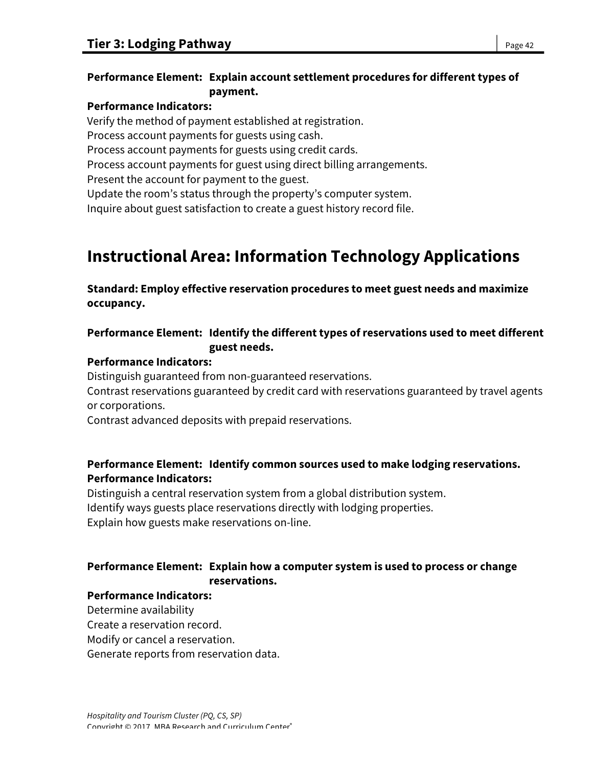**Performance Element: Explain account settlement procedures for different types of payment.**

**Performance Indicators:**

Verify the method of payment established at registration.
Process account payments for guests using cash.
Process account payments for guests using credit cards.
Process account payments for guest using direct billing arrangements.
Present the account for payment to the guest.
Update the room's status through the property's computer system.
Inquire about guest satisfaction to create a guest history record file.

# Instructional Area: Information Technology Applications

**Standard: Employ effective reservation procedures to meet guest needs and maximize occupancy.**

**Performance Element: Identify the different types of reservations used to meet different guest needs.**

**Performance Indicators:**

Distinguish guaranteed from non-guaranteed reservations.
Contrast reservations guaranteed by credit card with reservations guaranteed by travel agents or corporations.
Contrast advanced deposits with prepaid reservations.

**Performance Element: Identify common sources used to make lodging reservations.**

**Performance Indicators:**

Distinguish a central reservation system from a global distribution system.
Identify ways guests place reservations directly with lodging properties.
Explain how guests make reservations on-line.

**Performance Element: Explain how a computer system is used to process or change reservations.**

**Performance Indicators:**

Determine availability
Create a reservation record.
Modify or cancel a reservation.
Generate reports from reservation data.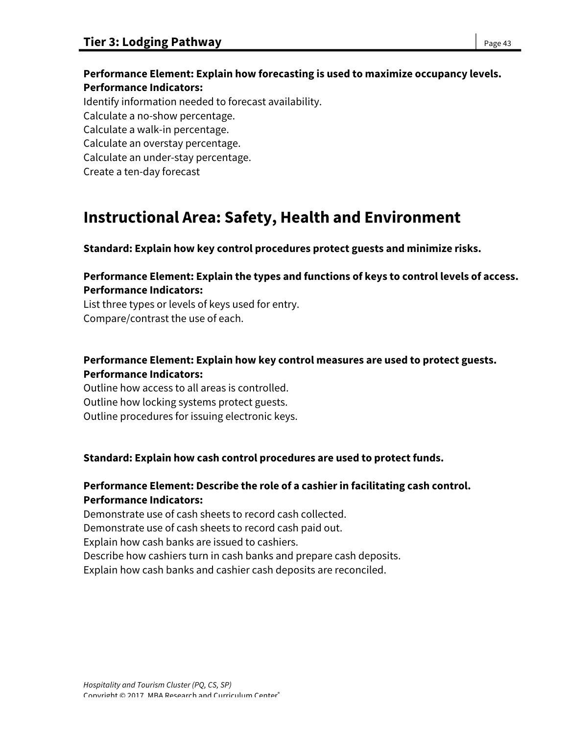**Performance Element: Explain how forecasting is used to maximize occupancy levels.**
**Performance Indicators:**
Identify information needed to forecast availability.
Calculate a no-show percentage.
Calculate a walk-in percentage.
Calculate an overstay percentage.
Calculate an under-stay percentage.
Create a ten-day forecast

## Instructional Area: Safety, Health and Environment

**Standard: Explain how key control procedures protect guests and minimize risks.**

**Performance Element: Explain the types and functions of keys to control levels of access.**
**Performance Indicators:**
List three types or levels of keys used for entry.
Compare/contrast the use of each.

**Performance Element: Explain how key control measures are used to protect guests.**
**Performance Indicators:**
Outline how access to all areas is controlled.
Outline how locking systems protect guests.
Outline procedures for issuing electronic keys.

**Standard: Explain how cash control procedures are used to protect funds.**

**Performance Element: Describe the role of a cashier in facilitating cash control.**
**Performance Indicators:**
Demonstrate use of cash sheets to record cash collected.
Demonstrate use of cash sheets to record cash paid out.
Explain how cash banks are issued to cashiers.
Describe how cashiers turn in cash banks and prepare cash deposits.
Explain how cash banks and cashier cash deposits are reconciled.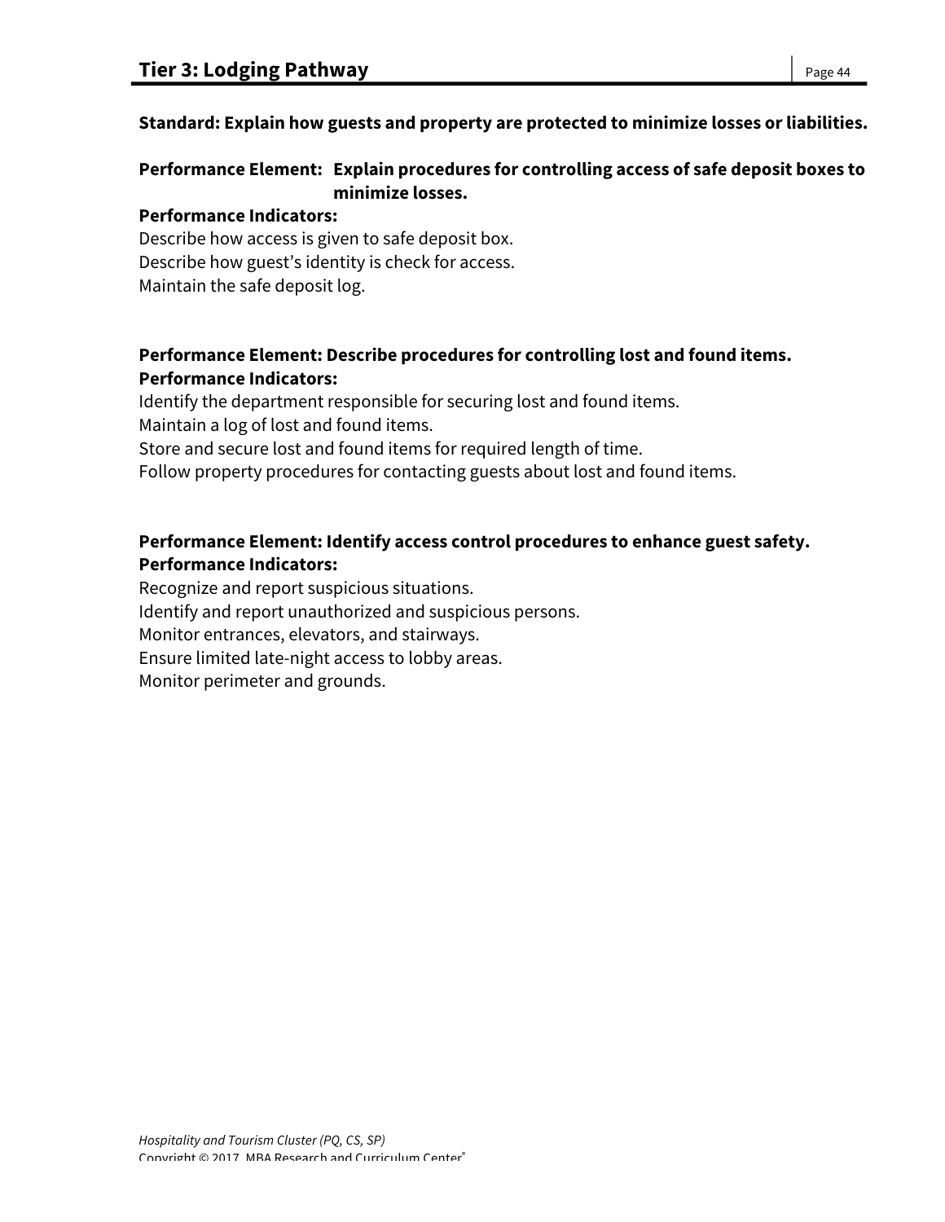## Tier 3: Lodging Pathway

**Standard: Explain how guests and property are protected to minimize losses or liabilities.**

**Performance Element: Explain procedures for controlling access of safe deposit boxes to minimize losses.**

**Performance Indicators:**

Describe how access is given to safe deposit box.
Describe how guest's identity is check for access.
Maintain the safe deposit log.

**Performance Element: Describe procedures for controlling lost and found items.**

**Performance Indicators:**

Identify the department responsible for securing lost and found items.
Maintain a log of lost and found items.
Store and secure lost and found items for required length of time.
Follow property procedures for contacting guests about lost and found items.

**Performance Element: Identify access control procedures to enhance guest safety.**

**Performance Indicators:**

Recognize and report suspicious situations.
Identify and report unauthorized and suspicious persons.
Monitor entrances, elevators, and stairways.
Ensure limited late-night access to lobby areas.
Monitor perimeter and grounds.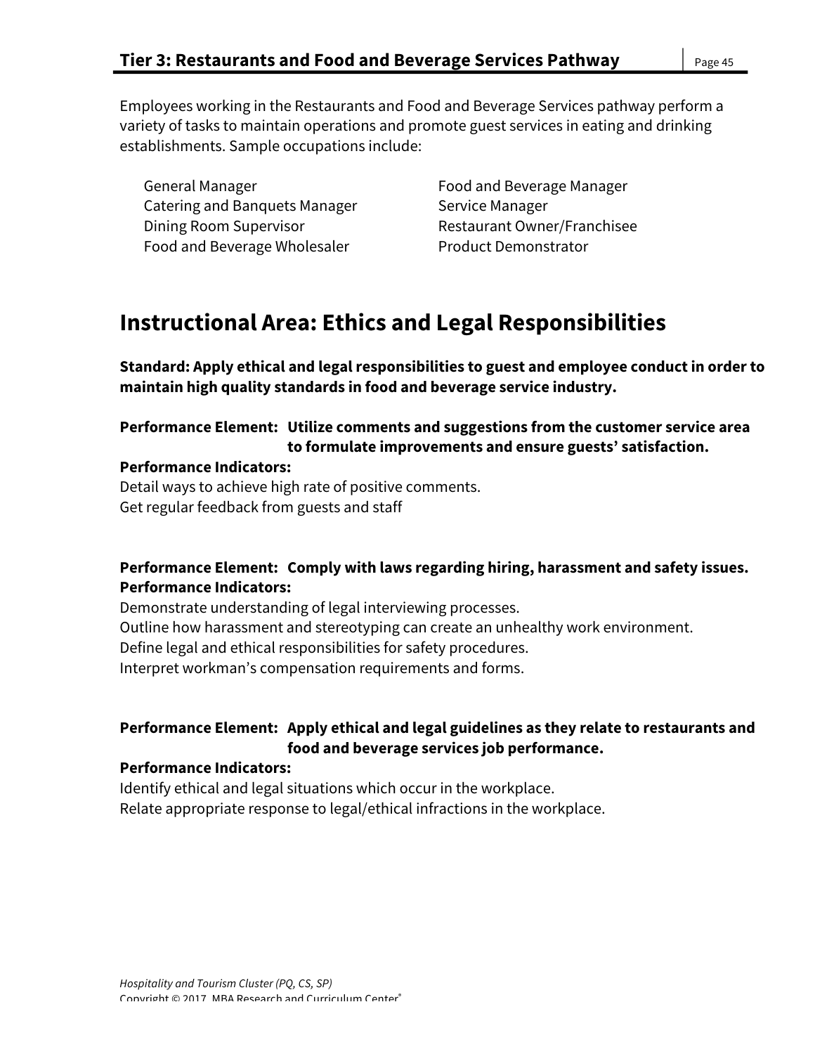## Tier 3: Restaurants and Food and Beverage Services Pathway

Employees working in the Restaurants and Food and Beverage Services pathway perform a variety of tasks to maintain operations and promote guest services in eating and drinking establishments. Sample occupations include:

- General Manager
- Catering and Banquets Manager
- Dining Room Supervisor
- Food and Beverage Wholesaler
- Food and Beverage Manager
- Service Manager
- Restaurant Owner/Franchisee
- Product Demonstrator

# Instructional Area: Ethics and Legal Responsibilities

**Standard: Apply ethical and legal responsibilities to guest and employee conduct in order to maintain high quality standards in food and beverage service industry.**

**Performance Element: Utilize comments and suggestions from the customer service area to formulate improvements and ensure guests' satisfaction.**

**Performance Indicators:**

Detail ways to achieve high rate of positive comments.
Get regular feedback from guests and staff

**Performance Element: Comply with laws regarding hiring, harassment and safety issues.**

**Performance Indicators:**

Demonstrate understanding of legal interviewing processes.
Outline how harassment and stereotyping can create an unhealthy work environment.
Define legal and ethical responsibilities for safety procedures.
Interpret workman's compensation requirements and forms.

**Performance Element: Apply ethical and legal guidelines as they relate to restaurants and food and beverage services job performance.**

**Performance Indicators:**

Identify ethical and legal situations which occur in the workplace.
Relate appropriate response to legal/ethical infractions in the workplace.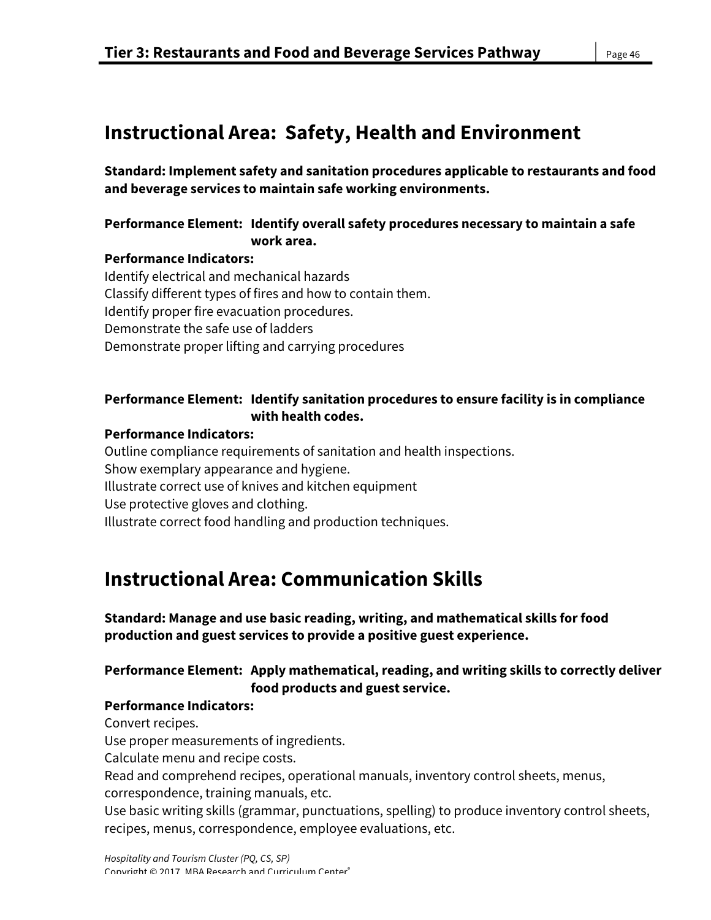# Instructional Area: Safety, Health and Environment

**Standard: Implement safety and sanitation procedures applicable to restaurants and food and beverage services to maintain safe working environments.**

**Performance Element: Identify overall safety procedures necessary to maintain a safe work area.**

**Performance Indicators:**

Identify electrical and mechanical hazards
Classify different types of fires and how to contain them.
Identify proper fire evacuation procedures.
Demonstrate the safe use of ladders
Demonstrate proper lifting and carrying procedures

**Performance Element: Identify sanitation procedures to ensure facility is in compliance with health codes.**

**Performance Indicators:**

Outline compliance requirements of sanitation and health inspections.
Show exemplary appearance and hygiene.
Illustrate correct use of knives and kitchen equipment
Use protective gloves and clothing.
Illustrate correct food handling and production techniques.

# Instructional Area: Communication Skills

**Standard: Manage and use basic reading, writing, and mathematical skills for food production and guest services to provide a positive guest experience.**

**Performance Element: Apply mathematical, reading, and writing skills to correctly deliver food products and guest service.**

**Performance Indicators:**

Convert recipes.
Use proper measurements of ingredients.
Calculate menu and recipe costs.
Read and comprehend recipes, operational manuals, inventory control sheets, menus, correspondence, training manuals, etc.
Use basic writing skills (grammar, punctuations, spelling) to produce inventory control sheets, recipes, menus, correspondence, employee evaluations, etc.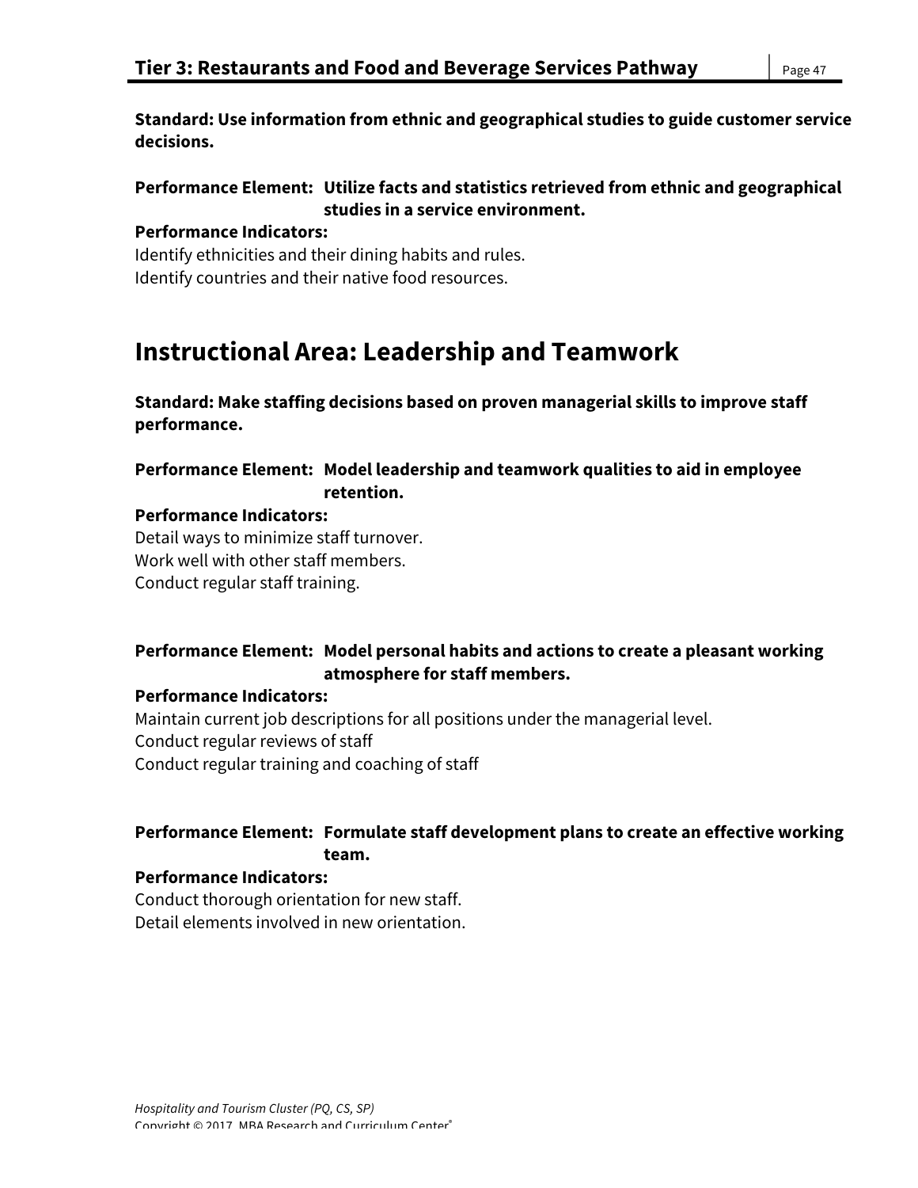**Standard: Use information from ethnic and geographical studies to guide customer service decisions.**

**Performance Element: Utilize facts and statistics retrieved from ethnic and geographical studies in a service environment.**

**Performance Indicators:**

Identify ethnicities and their dining habits and rules.
Identify countries and their native food resources.

## Instructional Area: Leadership and Teamwork

**Standard: Make staffing decisions based on proven managerial skills to improve staff performance.**

**Performance Element: Model leadership and teamwork qualities to aid in employee retention.**

**Performance Indicators:**

Detail ways to minimize staff turnover.
Work well with other staff members.
Conduct regular staff training.

**Performance Element: Model personal habits and actions to create a pleasant working atmosphere for staff members.**

**Performance Indicators:**

Maintain current job descriptions for all positions under the managerial level.
Conduct regular reviews of staff
Conduct regular training and coaching of staff

**Performance Element: Formulate staff development plans to create an effective working team.**

**Performance Indicators:**

Conduct thorough orientation for new staff.
Detail elements involved in new orientation.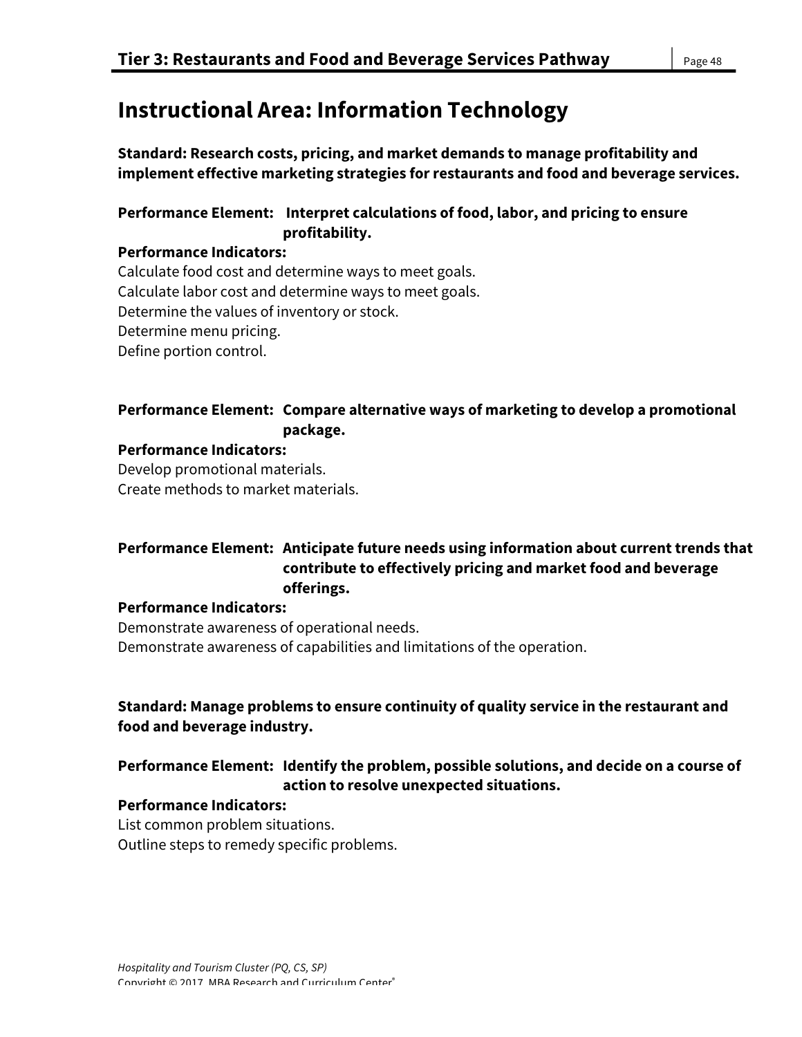# Instructional Area: Information Technology

**Standard: Research costs, pricing, and market demands to manage profitability and implement effective marketing strategies for restaurants and food and beverage services.**

**Performance Element: Interpret calculations of food, labor, and pricing to ensure profitability.**

**Performance Indicators:**

Calculate food cost and determine ways to meet goals.
Calculate labor cost and determine ways to meet goals.
Determine the values of inventory or stock.
Determine menu pricing.
Define portion control.

**Performance Element: Compare alternative ways of marketing to develop a promotional package.**

**Performance Indicators:**

Develop promotional materials.
Create methods to market materials.

**Performance Element: Anticipate future needs using information about current trends that contribute to effectively pricing and market food and beverage offerings.**

**Performance Indicators:**

Demonstrate awareness of operational needs.
Demonstrate awareness of capabilities and limitations of the operation.

**Standard: Manage problems to ensure continuity of quality service in the restaurant and food and beverage industry.**

**Performance Element: Identify the problem, possible solutions, and decide on a course of action to resolve unexpected situations.**

**Performance Indicators:**

List common problem situations.
Outline steps to remedy specific problems.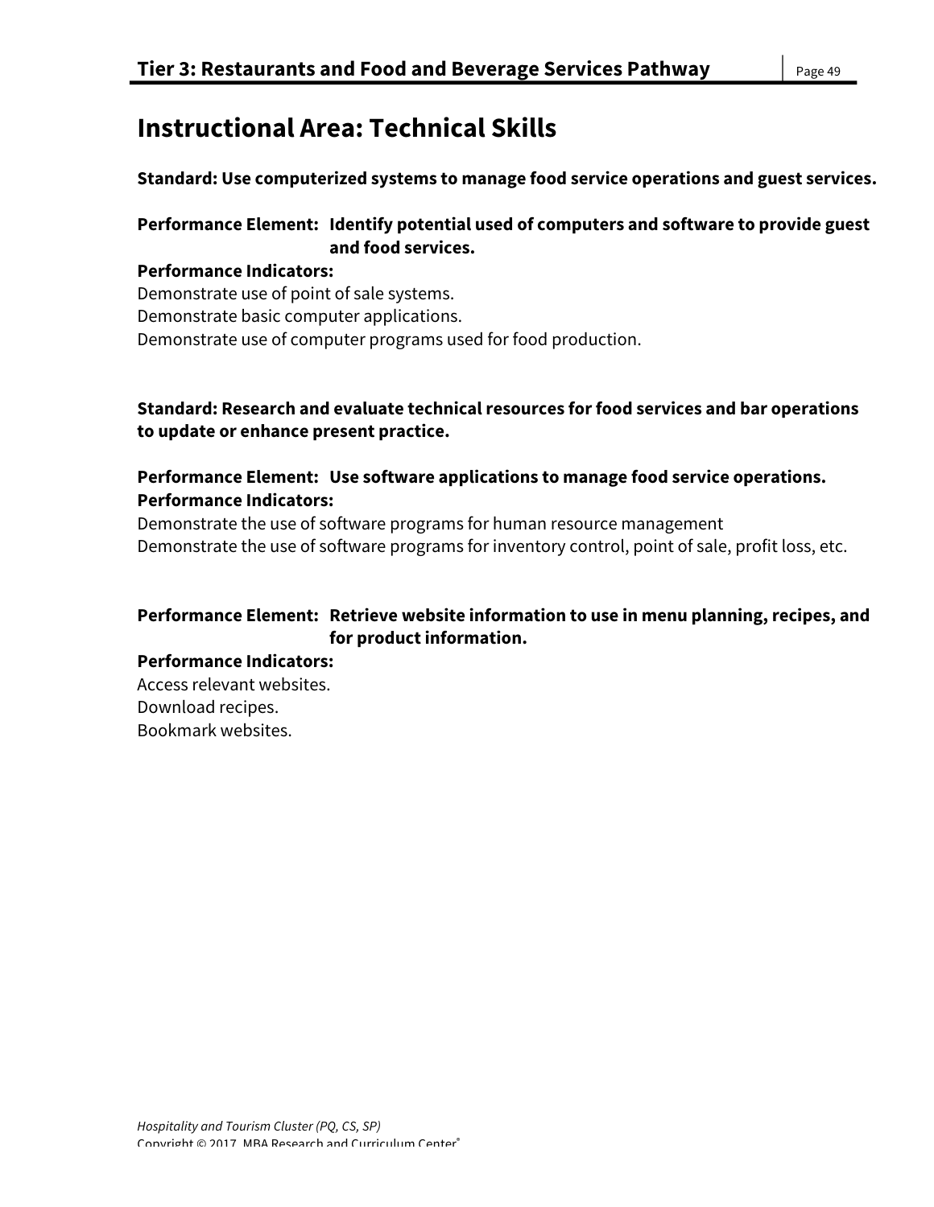## Instructional Area: Technical Skills

**Standard: Use computerized systems to manage food service operations and guest services.**

**Performance Element: Identify potential used of computers and software to provide guest and food services.**

**Performance Indicators:**

Demonstrate use of point of sale systems.
Demonstrate basic computer applications.
Demonstrate use of computer programs used for food production.

**Standard: Research and evaluate technical resources for food services and bar operations to update or enhance present practice.**

**Performance Element: Use software applications to manage food service operations.**

**Performance Indicators:**

Demonstrate the use of software programs for human resource management
Demonstrate the use of software programs for inventory control, point of sale, profit loss, etc.

**Performance Element: Retrieve website information to use in menu planning, recipes, and for product information.**

**Performance Indicators:**

Access relevant websites.
Download recipes.
Bookmark websites.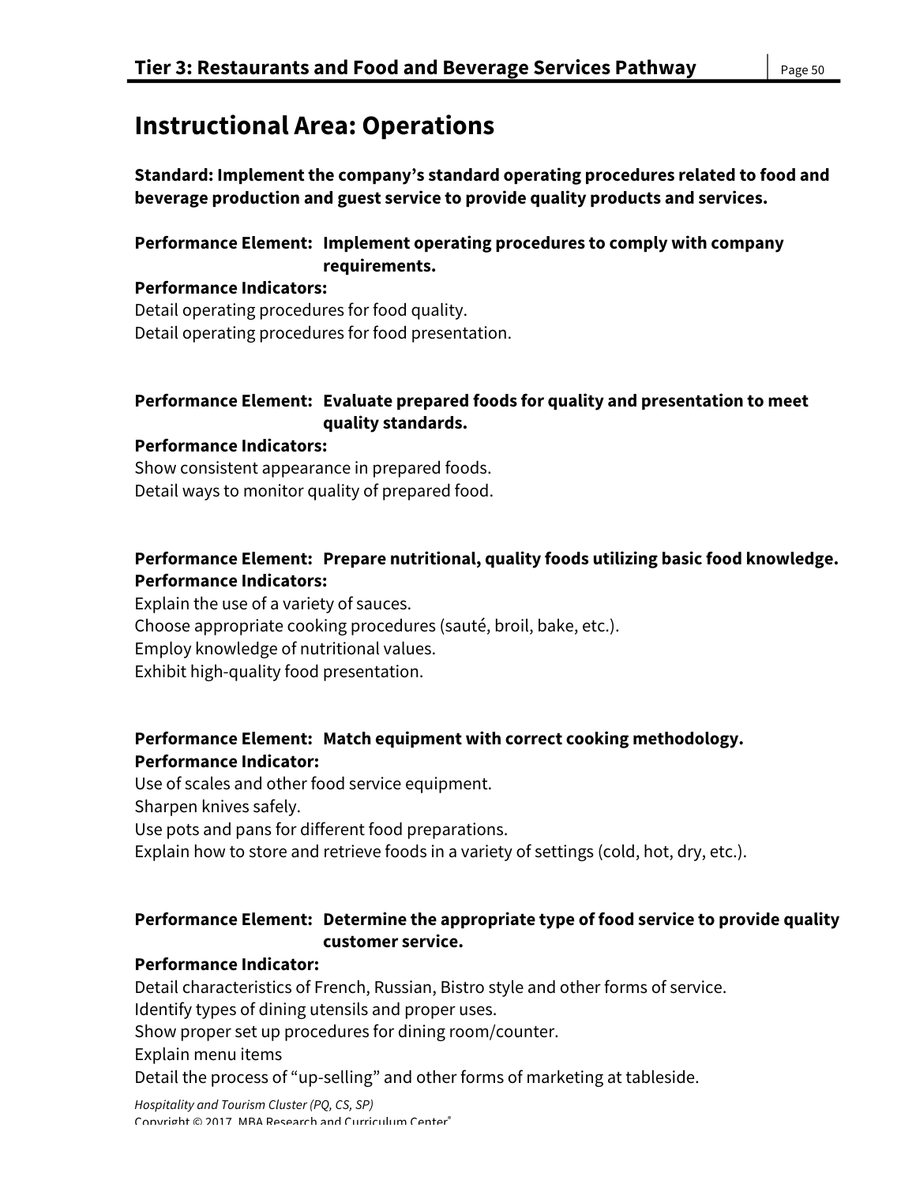# Instructional Area: Operations

**Standard: Implement the company's standard operating procedures related to food and beverage production and guest service to provide quality products and services.**

**Performance Element: Implement operating procedures to comply with company requirements.**

**Performance Indicators:**

Detail operating procedures for food quality.
Detail operating procedures for food presentation.

**Performance Element: Evaluate prepared foods for quality and presentation to meet quality standards.**

**Performance Indicators:**

Show consistent appearance in prepared foods.
Detail ways to monitor quality of prepared food.

**Performance Element: Prepare nutritional, quality foods utilizing basic food knowledge.**

**Performance Indicators:**

Explain the use of a variety of sauces.
Choose appropriate cooking procedures (sauté, broil, bake, etc.).
Employ knowledge of nutritional values.
Exhibit high-quality food presentation.

**Performance Element: Match equipment with correct cooking methodology.**

**Performance Indicator:**

Use of scales and other food service equipment.
Sharpen knives safely.
Use pots and pans for different food preparations.
Explain how to store and retrieve foods in a variety of settings (cold, hot, dry, etc.).

**Performance Element: Determine the appropriate type of food service to provide quality customer service.**

**Performance Indicator:**

Detail characteristics of French, Russian, Bistro style and other forms of service.
Identify types of dining utensils and proper uses.
Show proper set up procedures for dining room/counter.
Explain menu items
Detail the process of "up-selling" and other forms of marketing at tableside.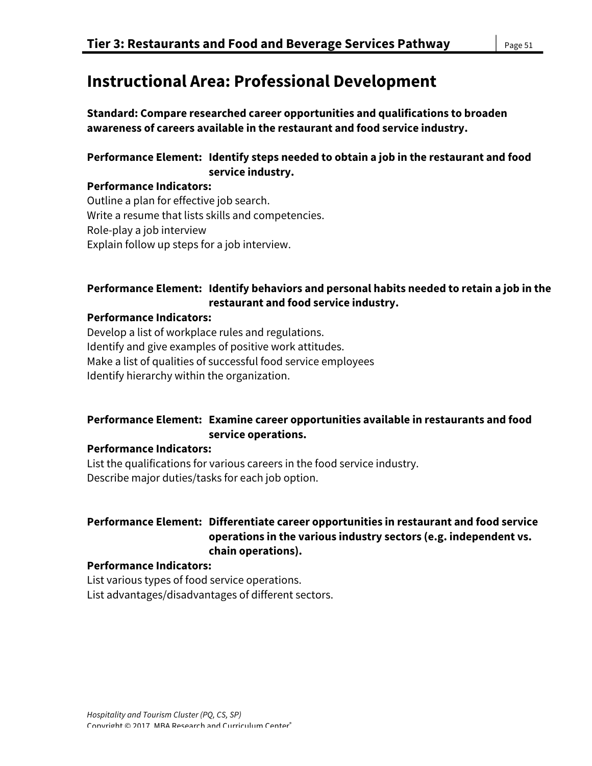## Instructional Area: Professional Development

**Standard: Compare researched career opportunities and qualifications to broaden awareness of careers available in the restaurant and food service industry.**

**Performance Element: Identify steps needed to obtain a job in the restaurant and food service industry.**

**Performance Indicators:**

Outline a plan for effective job search.
Write a resume that lists skills and competencies.
Role-play a job interview
Explain follow up steps for a job interview.

**Performance Element: Identify behaviors and personal habits needed to retain a job in the restaurant and food service industry.**

**Performance Indicators:**

Develop a list of workplace rules and regulations.
Identify and give examples of positive work attitudes.
Make a list of qualities of successful food service employees
Identify hierarchy within the organization.

**Performance Element: Examine career opportunities available in restaurants and food service operations.**

**Performance Indicators:**

List the qualifications for various careers in the food service industry.
Describe major duties/tasks for each job option.

**Performance Element: Differentiate career opportunities in restaurant and food service operations in the various industry sectors (e.g. independent vs. chain operations).**

**Performance Indicators:**

List various types of food service operations.
List advantages/disadvantages of different sectors.